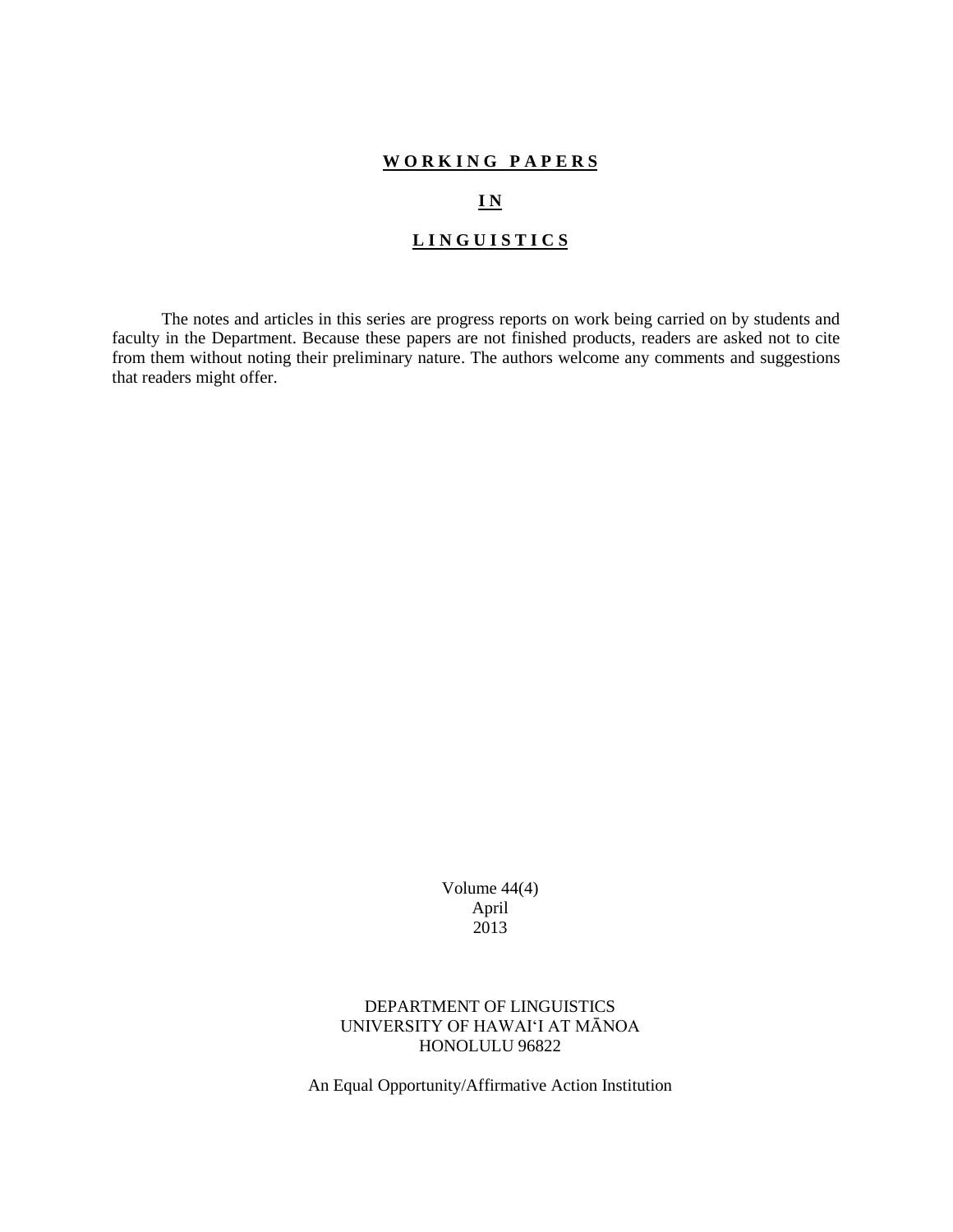# WORKING PAPERS

# IN

# LINGUISTICS

The notes and articles in this series are progress reports on work being carried on by students and faculty in the Department. Because these papers are not finished products, readers are asked not to cite from them without noting their preliminary nature. The authors welcome any comments and suggestions that readers might offer.

Volume 44(4)
April
2013

DEPARTMENT OF LINGUISTICS
UNIVERSITY OF HAWAI‘I AT MĀNOA
HONOLULU 96822

An Equal Opportunity/Affirmative Action Institution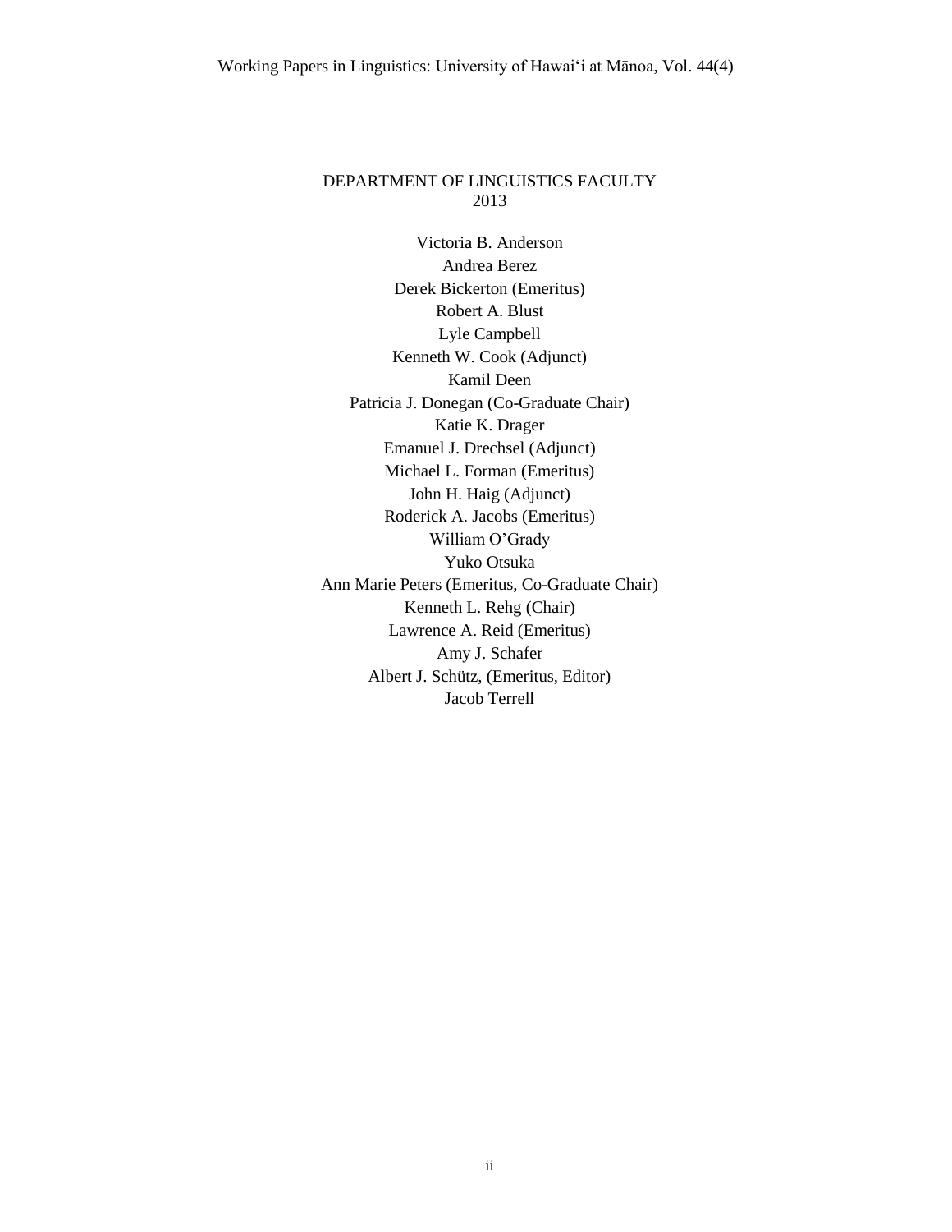# DEPARTMENT OF LINGUISTICS FACULTY
## 2013

Victoria B. Anderson
Andrea Berez
Derek Bickerton (Emeritus)
Robert A. Blust
Lyle Campbell
Kenneth W. Cook (Adjunct)
Kamil Deen
Patricia J. Donegan (Co-Graduate Chair)
Katie K. Drager
Emanuel J. Drechsel (Adjunct)
Michael L. Forman (Emeritus)
John H. Haig (Adjunct)
Roderick A. Jacobs (Emeritus)
William O'Grady
Yuko Otsuka
Ann Marie Peters (Emeritus, Co-Graduate Chair)
Kenneth L. Rehg (Chair)
Lawrence A. Reid (Emeritus)
Amy J. Schafer
Albert J. Schütz, (Emeritus, Editor)
Jacob Terrell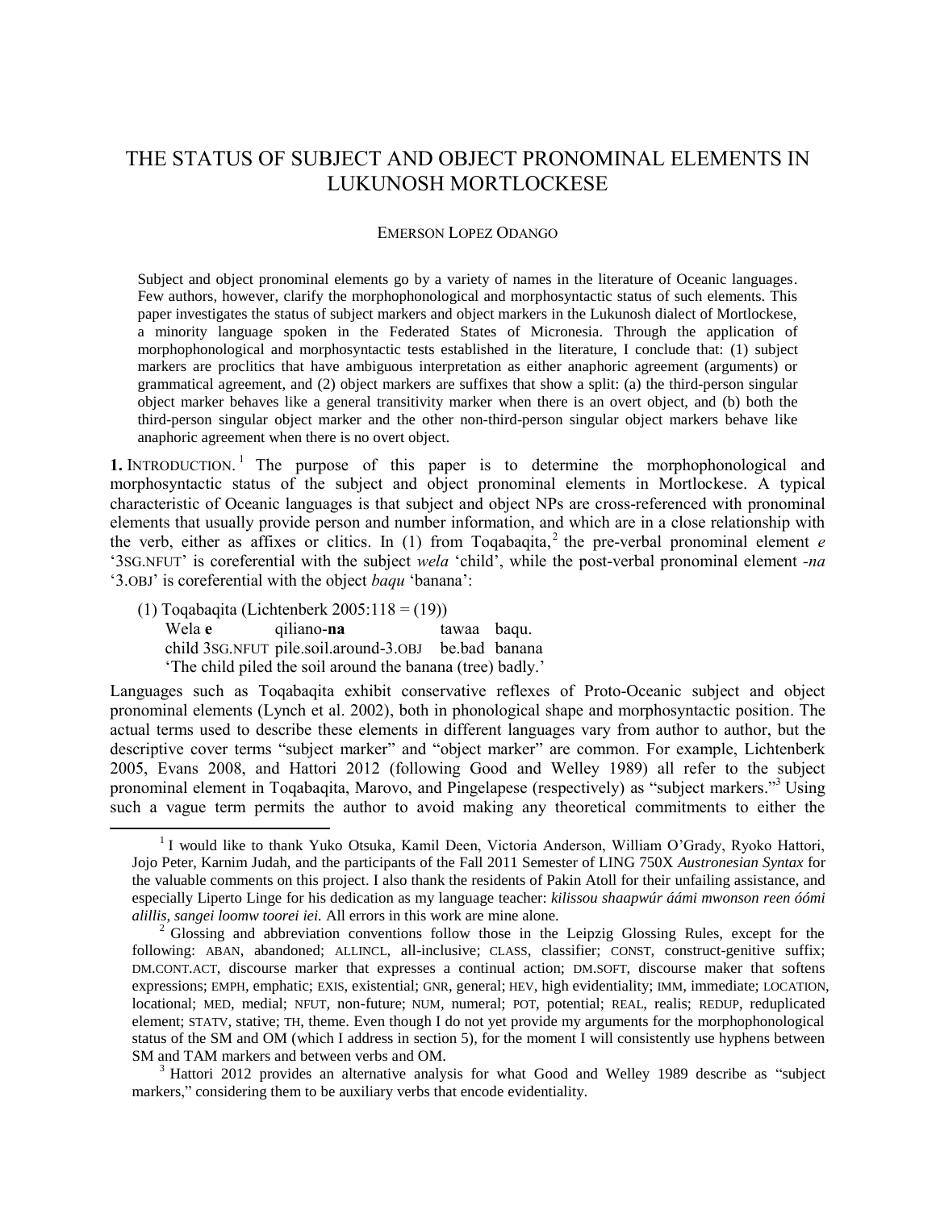# THE STATUS OF SUBJECT AND OBJECT PRONOMINAL ELEMENTS IN LUKUNOSH MORTLOCKESE

EMERSON LOPEZ ODANGO

Subject and object pronominal elements go by a variety of names in the literature of Oceanic languages. Few authors, however, clarify the morphophonological and morphosyntactic status of such elements. This paper investigates the status of subject markers and object markers in the Lukunosh dialect of Mortlockese, a minority language spoken in the Federated States of Micronesia. Through the application of morphophonological and morphosyntactic tests established in the literature, I conclude that: (1) subject markers are proclitics that have ambiguous interpretation as either anaphoric agreement (arguments) or grammatical agreement, and (2) object markers are suffixes that show a split: (a) the third-person singular object marker behaves like a general transitivity marker when there is an overt object, and (b) both the third-person singular object marker and the other non-third-person singular object markers behave like anaphoric agreement when there is no overt object.

**1.** INTRODUCTION.[1] The purpose of this paper is to determine the morphophonological and morphosyntactic status of the subject and object pronominal elements in Mortlockese. A typical characteristic of Oceanic languages is that subject and object NPs are cross-referenced with pronominal elements that usually provide person and number information, and which are in a close relationship with the verb, either as affixes or clitics. In (1) from Toqabaqita,[2] the pre-verbal pronominal element *e* '3SG.NFUT' is coreferential with the subject *wela* 'child', while the post-verbal pronominal element *-na* '3.OBJ' is coreferential with the object *baqu* 'banana':

(1) Toqabaqita (Lichtenberk 2005:118 = (19))

| Wela **e** | qiliano-**na** | tawaa | baqu. |
|---|---|---|---|
| child 3SG.NFUT | pile.soil.around-3.OBJ | be.bad | banana |

'The child piled the soil around the banana (tree) badly.'

Languages such as Toqabaqita exhibit conservative reflexes of Proto-Oceanic subject and object pronominal elements (Lynch et al. 2002), both in phonological shape and morphosyntactic position. The actual terms used to describe these elements in different languages vary from author to author, but the descriptive cover terms "subject marker" and "object marker" are common. For example, Lichtenberk 2005, Evans 2008, and Hattori 2012 (following Good and Welley 1989) all refer to the subject pronominal element in Toqabaqita, Marovo, and Pingelapese (respectively) as "subject markers."[3] Using such a vague term permits the author to avoid making any theoretical commitments to either the

---

[1] I would like to thank Yuko Otsuka, Kamil Deen, Victoria Anderson, William O'Grady, Ryoko Hattori, Jojo Peter, Karnim Judah, and the participants of the Fall 2011 Semester of LING 750X *Austronesian Syntax* for the valuable comments on this project. I also thank the residents of Pakin Atoll for their unfailing assistance, and especially Liperto Linge for his dedication as my language teacher: *kilissou shaapwúr áámi mwonson reen óómi alillis, sangei loomw toorei iei.* All errors in this work are mine alone.

[2] Glossing and abbreviation conventions follow those in the Leipzig Glossing Rules, except for the following: ABAN, abandoned; ALLINCL, all-inclusive; CLASS, classifier; CONST, construct-genitive suffix; DM.CONT.ACT, discourse marker that expresses a continual action; DM.SOFT, discourse maker that softens expressions; EMPH, emphatic; EXIS, existential; GNR, general; HEV, high evidentiality; IMM, immediate; LOCATION, locational; MED, medial; NFUT, non-future; NUM, numeral; POT, potential; REAL, realis; REDUP, reduplicated element; STATV, stative; TH, theme. Even though I do not yet provide my arguments for the morphophonological status of the SM and OM (which I address in section 5), for the moment I will consistently use hyphens between SM and TAM markers and between verbs and OM.

[3] Hattori 2012 provides an alternative analysis for what Good and Welley 1989 describe as "subject markers," considering them to be auxiliary verbs that encode evidentiality.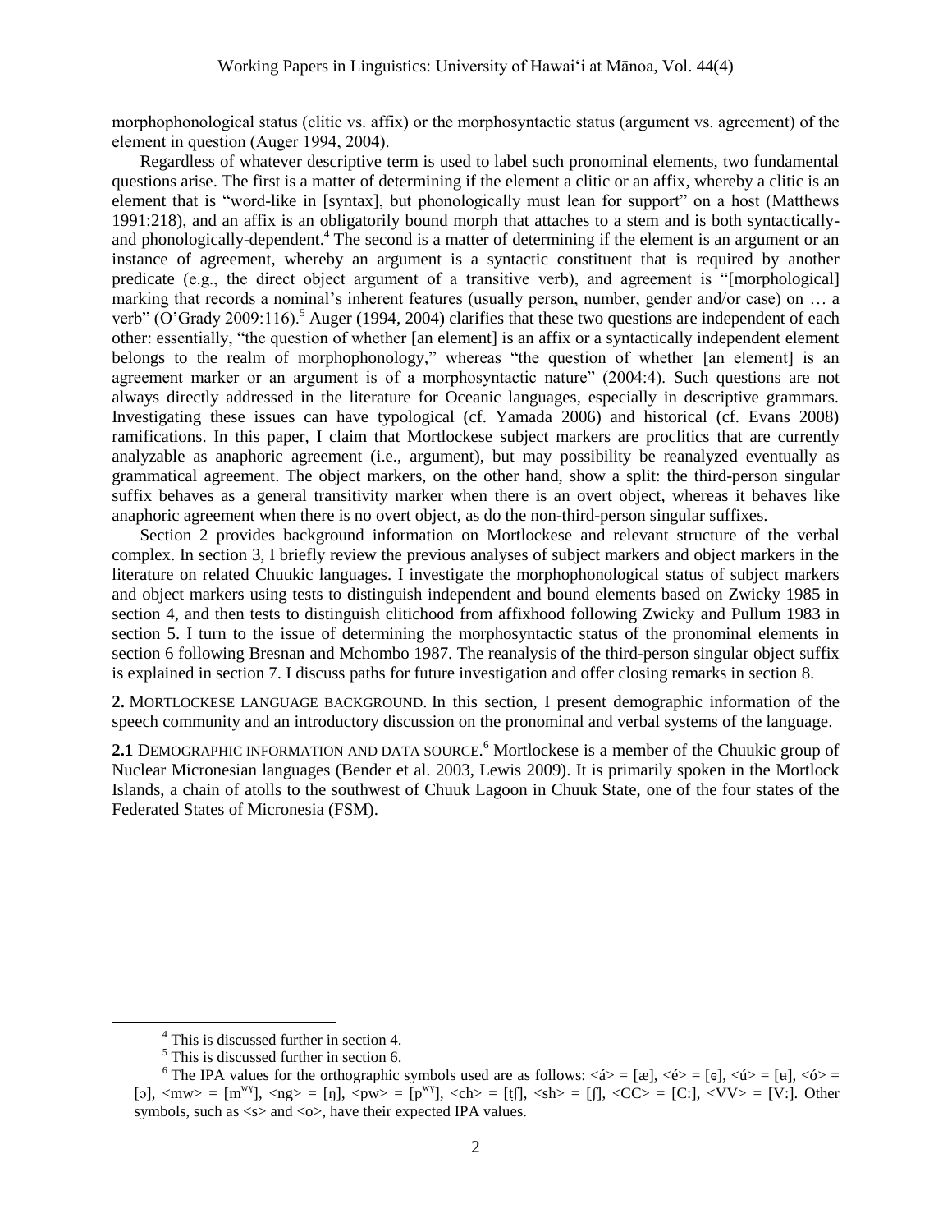morphophonological status (clitic vs. affix) or the morphosyntactic status (argument vs. agreement) of the element in question (Auger 1994, 2004).

Regardless of whatever descriptive term is used to label such pronominal elements, two fundamental questions arise. The first is a matter of determining if the element a clitic or an affix, whereby a clitic is an element that is "word-like in [syntax], but phonologically must lean for support" on a host (Matthews 1991:218), and an affix is an obligatorily bound morph that attaches to a stem and is both syntactically- and phonologically-dependent.[4] The second is a matter of determining if the element is an argument or an instance of agreement, whereby an argument is a syntactic constituent that is required by another predicate (e.g., the direct object argument of a transitive verb), and agreement is "[morphological] marking that records a nominal's inherent features (usually person, number, gender and/or case) on … a verb" (O'Grady 2009:116).[5] Auger (1994, 2004) clarifies that these two questions are independent of each other: essentially, "the question of whether [an element] is an affix or a syntactically independent element belongs to the realm of morphophonology," whereas "the question of whether [an element] is an agreement marker or an argument is of a morphosyntactic nature" (2004:4). Such questions are not always directly addressed in the literature for Oceanic languages, especially in descriptive grammars. Investigating these issues can have typological (cf. Yamada 2006) and historical (cf. Evans 2008) ramifications. In this paper, I claim that Mortlockese subject markers are proclitics that are currently analyzable as anaphoric agreement (i.e., argument), but may possibility be reanalyzed eventually as grammatical agreement. The object markers, on the other hand, show a split: the third-person singular suffix behaves as a general transitivity marker when there is an overt object, whereas it behaves like anaphoric agreement when there is no overt object, as do the non-third-person singular suffixes.

Section 2 provides background information on Mortlockese and relevant structure of the verbal complex. In section 3, I briefly review the previous analyses of subject markers and object markers in the literature on related Chuukic languages. I investigate the morphophonological status of subject markers and object markers using tests to distinguish independent and bound elements based on Zwicky 1985 in section 4, and then tests to distinguish clitichood from affixhood following Zwicky and Pullum 1983 in section 5. I turn to the issue of determining the morphosyntactic status of the pronominal elements in section 6 following Bresnan and Mchombo 1987. The reanalysis of the third-person singular object suffix is explained in section 7. I discuss paths for future investigation and offer closing remarks in section 8.

## **2.** Mortlockese language background.

In this section, I present demographic information of the speech community and an introductory discussion on the pronominal and verbal systems of the language.

### **2.1** Demographic information and data source.[6]

Mortlockese is a member of the Chuukic group of Nuclear Micronesian languages (Bender et al. 2003, Lewis 2009). It is primarily spoken in the Mortlock Islands, a chain of atolls to the southwest of Chuuk Lagoon in Chuuk State, one of the four states of the Federated States of Micronesia (FSM).

---

[4] This is discussed further in section 4.

[5] This is discussed further in section 6.

[6] The IPA values for the orthographic symbols used are as follows: <á> = [æ], <é> = [ɐ], <ú> = [ʉ], <ó> = [ɔ], <mw> = [mʷˠ], <ng> = [ŋ], <pw> = [pʷˠ], <ch> = [tʃ], <sh> = [ʃ], <CC> = [C:], <VV> = [V:]. Other symbols, such as <s> and <o>, have their expected IPA values.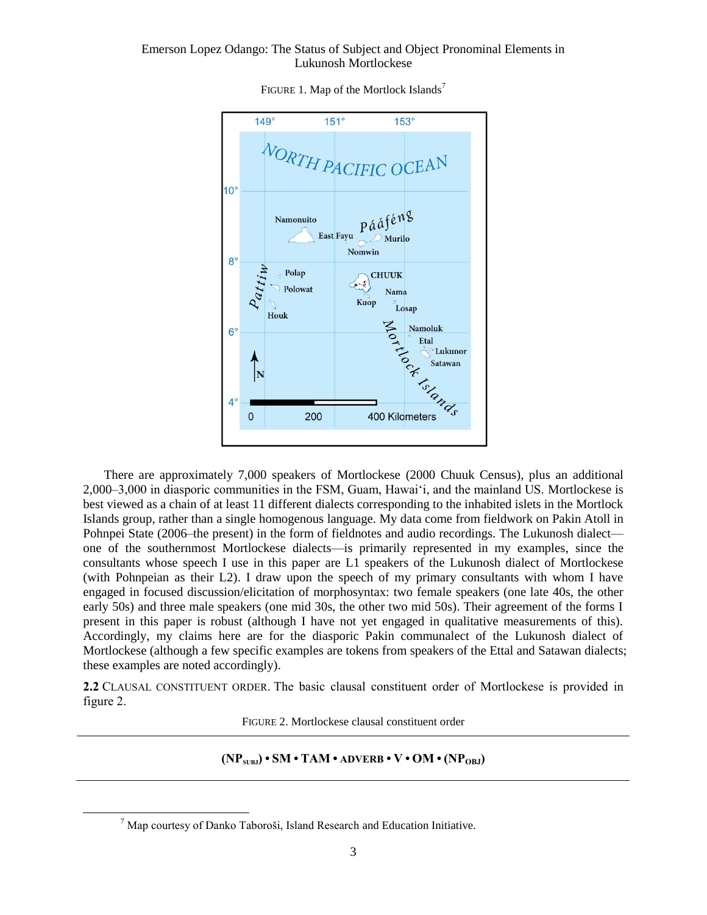FIGURE 1. Map of the Mortlock Islands[7]

There are approximately 7,000 speakers of Mortlockese (2000 Chuuk Census), plus an additional 2,000–3,000 in diasporic communities in the FSM, Guam, Hawai‘i, and the mainland US. Mortlockese is best viewed as a chain of at least 11 different dialects corresponding to the inhabited islets in the Mortlock Islands group, rather than a single homogenous language. My data come from fieldwork on Pakin Atoll in Pohnpei State (2006–the present) in the form of fieldnotes and audio recordings. The Lukunosh dialect—one of the southernmost Mortlockese dialects—is primarily represented in my examples, since the consultants whose speech I use in this paper are L1 speakers of the Lukunosh dialect of Mortlockese (with Pohnpeian as their L2). I draw upon the speech of my primary consultants with whom I have engaged in focused discussion/elicitation of morphosyntax: two female speakers (one late 40s, the other early 50s) and three male speakers (one mid 30s, the other two mid 50s). Their agreement of the forms I present in this paper is robust (although I have not yet engaged in qualitative measurements of this). Accordingly, my claims here are for the diasporic Pakin communalect of the Lukunosh dialect of Mortlockese (although a few specific examples are tokens from speakers of the Ettal and Satawan dialects; these examples are noted accordingly).

**2.2** CLAUSAL CONSTITUENT ORDER. The basic clausal constituent order of Mortlockese is provided in figure 2.

FIGURE 2. Mortlockese clausal constituent order

**($NP_{SUBJ}$) • SM • TAM • ADVERB • V • OM • ($NP_{OBJ}$)**

[7] Map courtesy of Danko Taboroši, Island Research and Education Initiative.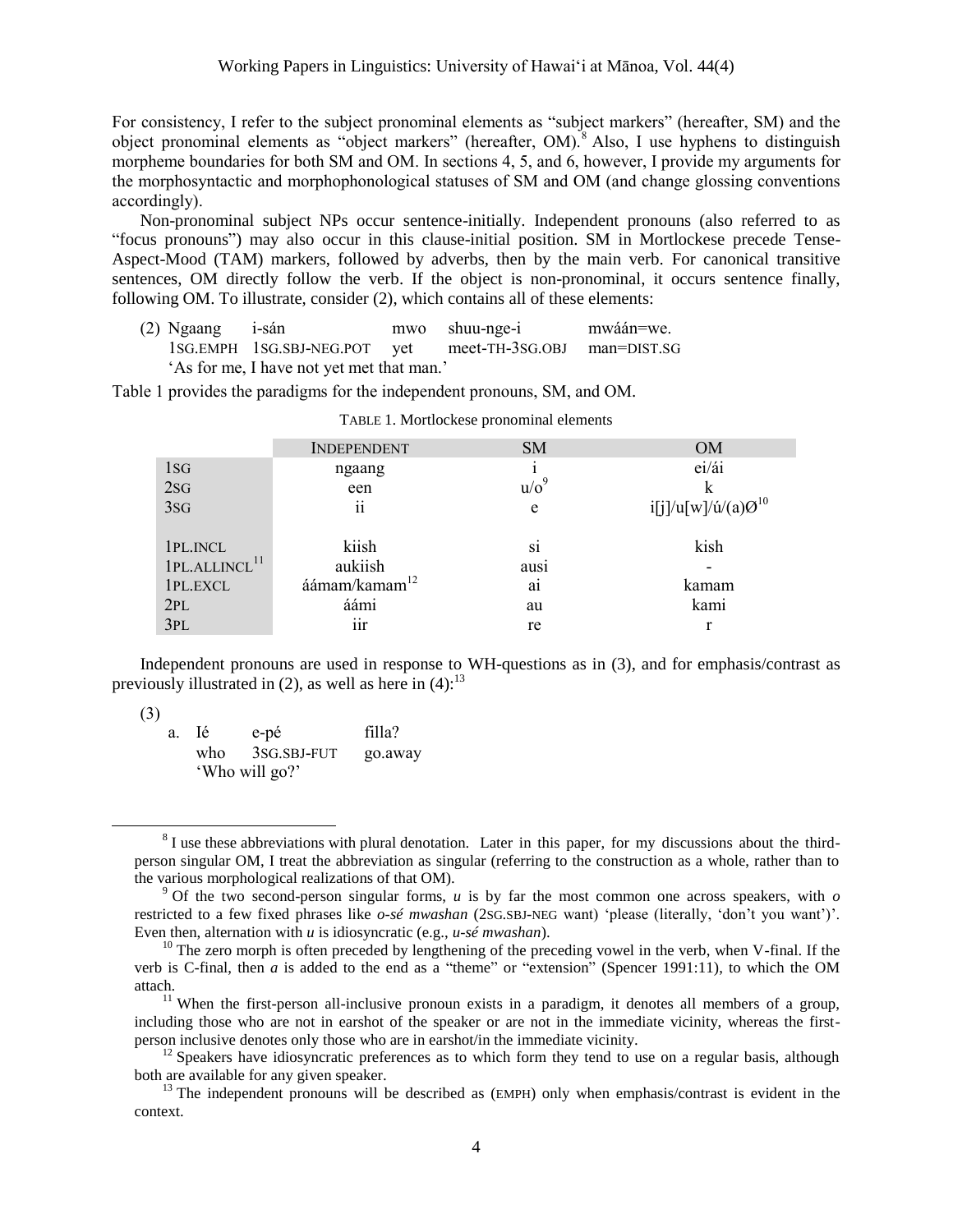For consistency, I refer to the subject pronominal elements as "subject markers" (hereafter, SM) and the object pronominal elements as "object markers" (hereafter, OM).[8] Also, I use hyphens to distinguish morpheme boundaries for both SM and OM. In sections 4, 5, and 6, however, I provide my arguments for the morphosyntactic and morphophonological statuses of SM and OM (and change glossing conventions accordingly).

Non-pronominal subject NPs occur sentence-initially. Independent pronouns (also referred to as "focus pronouns") may also occur in this clause-initial position. SM in Mortlockese precede Tense-Aspect-Mood (TAM) markers, followed by adverbs, then by the main verb. For canonical transitive sentences, OM directly follow the verb. If the object is non-pronominal, it occurs sentence finally, following OM. To illustrate, consider (2), which contains all of these elements:

(2) Ngaang　i-sán　mwo　shuu-nge-i　mwáán=we.
　　1SG.EMPH　1SG.SBJ-NEG.POT　yet　meet-TH-3SG.OBJ　man=DIST.SG
　　'As for me, I have not yet met that man.'

Table 1 provides the paradigms for the independent pronouns, SM, and OM.

TABLE 1. Mortlockese pronominal elements

| | INDEPENDENT | SM | OM |
|---|---|---|---|
| 1SG | ngaang | i | ei/ái |
| 2SG | een | u/o[9] | k |
| 3SG | ii | e | i[j]/u[w]/ú/(a)Ø[10] |
| 1PL.INCL | kiish | si | kish |
| 1PL.ALLINCL[11] | aukiish | ausi | - |
| 1PL.EXCL | áámam/kamam[12] | ai | kamam |
| 2PL | áámi | au | kami |
| 3PL | iir | re | r |

Independent pronouns are used in response to WH-questions as in (3), and for emphasis/contrast as previously illustrated in (2), as well as here in (4):[13]

(3)
　a. Ié　e-pé　filla?
　　who　3SG.SBJ-FUT　go.away
　　'Who will go?'

---

[8] I use these abbreviations with plural denotation. Later in this paper, for my discussions about the third-person singular OM, I treat the abbreviation as singular (referring to the construction as a whole, rather than to the various morphological realizations of that OM).

[9] Of the two second-person singular forms, *u* is by far the most common one across speakers, with *o* restricted to a few fixed phrases like *o-sé mwashan* (2SG.SBJ-NEG want) 'please (literally, 'don't you want')'. Even then, alternation with *u* is idiosyncratic (e.g., *u-sé mwashan*).

[10] The zero morph is often preceded by lengthening of the preceding vowel in the verb, when V-final. If the verb is C-final, then *a* is added to the end as a "theme" or "extension" (Spencer 1991:11), to which the OM attach.

[11] When the first-person all-inclusive pronoun exists in a paradigm, it denotes all members of a group, including those who are not in earshot of the speaker or are not in the immediate vicinity, whereas the first-person inclusive denotes only those who are in earshot/in the immediate vicinity.

[12] Speakers have idiosyncratic preferences as to which form they tend to use on a regular basis, although both are available for any given speaker.

[13] The independent pronouns will be described as (EMPH) only when emphasis/contrast is evident in the context.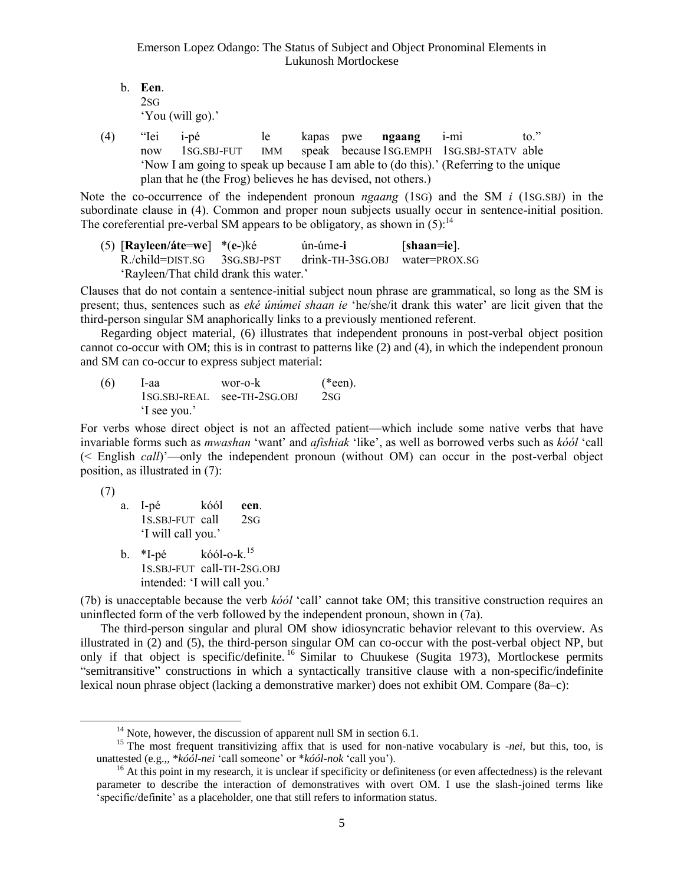b. **Een**.
   2SG
   'You (will go).'

(4) "Iei i-pé le kapas pwe **ngaang** i-mi to."
    now 1SG.SBJ-FUT IMM speak because 1SG.EMPH 1SG.SBJ-STATV able
    'Now I am going to speak up because I am able to (do this).' (Referring to the unique plan that he (the Frog) believes he has devised, not others.)

Note the co-occurrence of the independent pronoun *ngaang* (1SG) and the SM *i* (1SG.SBJ) in the subordinate clause in (4). Common and proper noun subjects usually occur in sentence-initial position. The coreferential pre-verbal SM appears to be obligatory, as shown in (5):[14]

(5) [**Rayleen/áte=we**] *(**e**-)ké ún-úme-**i** [**shaan=ie**].
    R./child=DIST.SG 3SG.SBJ-PST drink-TH-3SG.OBJ water=PROX.SG
    'Rayleen/That child drank this water.'

Clauses that do not contain a sentence-initial subject noun phrase are grammatical, so long as the SM is present; thus, sentences such as *eké únúmei shaan ie* 'he/she/it drank this water' are licit given that the third-person singular SM anaphorically links to a previously mentioned referent.

Regarding object material, (6) illustrates that independent pronouns in post-verbal object position cannot co-occur with OM; this is in contrast to patterns like (2) and (4), in which the independent pronoun and SM can co-occur to express subject material:

(6) I-aa wor-o-k (*een).
    1SG.SBJ-REAL see-TH-2SG.OBJ 2SG
    'I see you.'

For verbs whose direct object is not an affected patient—which include some native verbs that have invariable forms such as *mwashan* 'want' and *afishiak* 'like', as well as borrowed verbs such as *kóól* 'call (< English *call*)'—only the independent pronoun (without OM) can occur in the post-verbal object position, as illustrated in (7):

(7)
a. I-pé kóól **een**.
   1S.SBJ-FUT call 2SG
   'I will call you.'

b. *I-pé kóól-o-k.[15]
   1S.SBJ-FUT call-TH-2SG.OBJ
   intended: 'I will call you.'

(7b) is unacceptable because the verb *kóól* 'call' cannot take OM; this transitive construction requires an uninflected form of the verb followed by the independent pronoun, shown in (7a).

The third-person singular and plural OM show idiosyncratic behavior relevant to this overview. As illustrated in (2) and (5), the third-person singular OM can co-occur with the post-verbal object NP, but only if that object is specific/definite.[16] Similar to Chuukese (Sugita 1973), Mortlockese permits "semitransitive" constructions in which a syntactically transitive clause with a non-specific/indefinite lexical noun phrase object (lacking a demonstrative marker) does not exhibit OM. Compare (8a–c):

---

[14] Note, however, the discussion of apparent null SM in section 6.1.

[15] The most frequent transitivizing affix that is used for non-native vocabulary is *-nei*, but this, too, is unattested (e.g.,, **kóól-nei* 'call someone' or **kóól-nok* 'call you').

[16] At this point in my research, it is unclear if specificity or definiteness (or even affectedness) is the relevant parameter to describe the interaction of demonstratives with overt OM. I use the slash-joined terms like 'specific/definite' as a placeholder, one that still refers to information status.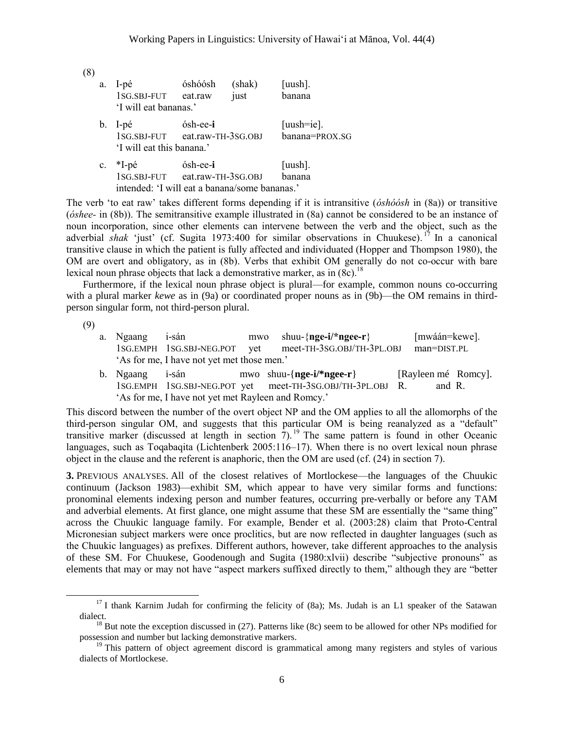(8)

a. I-pé óshóósh (shak) [uush].
   1SG.SBJ-FUT eat.raw just banana
   'I will eat bananas.'

b. I-pé ósh-ee-**i** [uush=ie].
   1SG.SBJ-FUT eat.raw-TH-3SG.OBJ banana=PROX.SG
   'I will eat this banana.'

c. *I-pé ósh-ee-**i** [uush].
   1SG.SBJ-FUT eat.raw-TH-3SG.OBJ banana
   intended: 'I will eat a banana/some bananas.'

The verb 'to eat raw' takes different forms depending if it is intransitive (*óshóósh* in (8a)) or transitive (*óshee-* in (8b)). The semitransitive example illustrated in (8a) cannot be considered to be an instance of noun incorporation, since other elements can intervene between the verb and the object, such as the adverbial *shak* 'just' (cf. Sugita 1973:400 for similar observations in Chuukese).[17] In a canonical transitive clause in which the patient is fully affected and individuated (Hopper and Thompson 1980), the OM are overt and obligatory, as in (8b). Verbs that exhibit OM generally do not co-occur with bare lexical noun phrase objects that lack a demonstrative marker, as in (8c).[18]

Furthermore, if the lexical noun phrase object is plural—for example, common nouns co-occurring with a plural marker *kewe* as in (9a) or coordinated proper nouns as in (9b)—the OM remains in third-person singular form, not third-person plural.

(9)

a. Ngaang i-sán mwo shuu-{**nge-i/*ngee-r**} [mwáán=kewe].
   1SG.EMPH 1SG.SBJ-NEG.POT yet meet-TH-3SG.OBJ/TH-3PL.OBJ man=DIST.PL
   'As for me, I have not yet met those men.'

b. Ngaang i-sán mwo shuu-{**nge-i/*ngee-r**} [Rayleen mé Romcy].
   1SG.EMPH 1SG.SBJ-NEG.POT yet meet-TH-3SG.OBJ/TH-3PL.OBJ R. and R.
   'As for me, I have not yet met Rayleen and Romcy.'

This discord between the number of the overt object NP and the OM applies to all the allomorphs of the third-person singular OM, and suggests that this particular OM is being reanalyzed as a "default" transitive marker (discussed at length in section 7).[19] The same pattern is found in other Oceanic languages, such as Toqabaqita (Lichtenberk 2005:116–17). When there is no overt lexical noun phrase object in the clause and the referent is anaphoric, then the OM are used (cf. (24) in section 7).

**3.** PREVIOUS ANALYSES. All of the closest relatives of Mortlockese—the languages of the Chuukic continuum (Jackson 1983)—exhibit SM, which appear to have very similar forms and functions: pronominal elements indexing person and number features, occurring pre-verbally or before any TAM and adverbial elements. At first glance, one might assume that these SM are essentially the "same thing" across the Chuukic language family. For example, Bender et al. (2003:28) claim that Proto-Central Micronesian subject markers were once proclitics, but are now reflected in daughter languages (such as the Chuukic languages) as prefixes. Different authors, however, take different approaches to the analysis of these SM. For Chuukese, Goodenough and Sugita (1980:xlvii) describe "subjective pronouns" as elements that may or may not have "aspect markers suffixed directly to them," although they are "better

---

[17] I thank Karnim Judah for confirming the felicity of (8a); Ms. Judah is an L1 speaker of the Satawan dialect.

[18] But note the exception discussed in (27). Patterns like (8c) seem to be allowed for other NPs modified for possession and number but lacking demonstrative markers.

[19] This pattern of object agreement discord is grammatical among many registers and styles of various dialects of Mortlockese.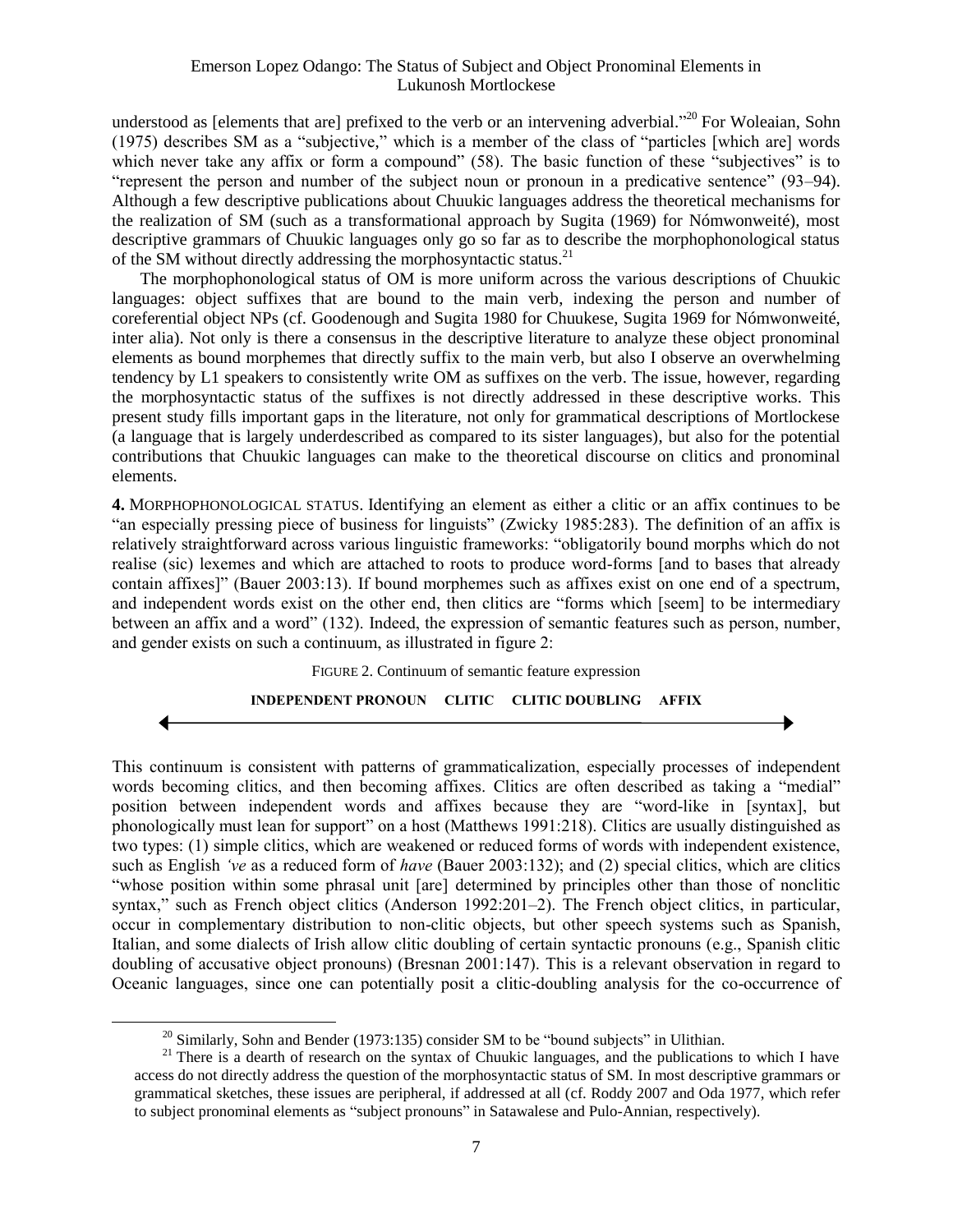understood as [elements that are] prefixed to the verb or an intervening adverbial."[20] For Woleaian, Sohn (1975) describes SM as a "subjective," which is a member of the class of "particles [which are] words which never take any affix or form a compound" (58). The basic function of these "subjectives" is to "represent the person and number of the subject noun or pronoun in a predicative sentence" (93–94). Although a few descriptive publications about Chuukic languages address the theoretical mechanisms for the realization of SM (such as a transformational approach by Sugita (1969) for Nómwonweité), most descriptive grammars of Chuukic languages only go so far as to describe the morphophonological status of the SM without directly addressing the morphosyntactic status.[21]

The morphophonological status of OM is more uniform across the various descriptions of Chuukic languages: object suffixes that are bound to the main verb, indexing the person and number of coreferential object NPs (cf. Goodenough and Sugita 1980 for Chuukese, Sugita 1969 for Nómwonweité, inter alia). Not only is there a consensus in the descriptive literature to analyze these object pronominal elements as bound morphemes that directly suffix to the main verb, but also I observe an overwhelming tendency by L1 speakers to consistently write OM as suffixes on the verb. The issue, however, regarding the morphosyntactic status of the suffixes is not directly addressed in these descriptive works. This present study fills important gaps in the literature, not only for grammatical descriptions of Mortlockese (a language that is largely underdescribed as compared to its sister languages), but also for the potential contributions that Chuukic languages can make to the theoretical discourse on clitics and pronominal elements.

**4.** MORPHOPHONOLOGICAL STATUS. Identifying an element as either a clitic or an affix continues to be "an especially pressing piece of business for linguists" (Zwicky 1985:283). The definition of an affix is relatively straightforward across various linguistic frameworks: "obligatorily bound morphs which do not realise (sic) lexemes and which are attached to roots to produce word-forms [and to bases that already contain affixes]" (Bauer 2003:13). If bound morphemes such as affixes exist on one end of a spectrum, and independent words exist on the other end, then clitics are "forms which [seem] to be intermediary between an affix and a word" (132). Indeed, the expression of semantic features such as person, number, and gender exists on such a continuum, as illustrated in figure 2:

FIGURE 2. Continuum of semantic feature expression

**INDEPENDENT PRONOUN CLITIC CLITIC DOUBLING AFFIX**

← ————————————————————————————————— →

This continuum is consistent with patterns of grammaticalization, especially processes of independent words becoming clitics, and then becoming affixes. Clitics are often described as taking a "medial" position between independent words and affixes because they are "word-like in [syntax], but phonologically must lean for support" on a host (Matthews 1991:218). Clitics are usually distinguished as two types: (1) simple clitics, which are weakened or reduced forms of words with independent existence, such as English *'ve* as a reduced form of *have* (Bauer 2003:132); and (2) special clitics, which are clitics "whose position within some phrasal unit [are] determined by principles other than those of nonclitic syntax," such as French object clitics (Anderson 1992:201–2). The French object clitics, in particular, occur in complementary distribution to non-clitic objects, but other speech systems such as Spanish, Italian, and some dialects of Irish allow clitic doubling of certain syntactic pronouns (e.g., Spanish clitic doubling of accusative object pronouns) (Bresnan 2001:147). This is a relevant observation in regard to Oceanic languages, since one can potentially posit a clitic-doubling analysis for the co-occurrence of

[20] Similarly, Sohn and Bender (1973:135) consider SM to be "bound subjects" in Ulithian.

[21] There is a dearth of research on the syntax of Chuukic languages, and the publications to which I have access do not directly address the question of the morphosyntactic status of SM. In most descriptive grammars or grammatical sketches, these issues are peripheral, if addressed at all (cf. Roddy 2007 and Oda 1977, which refer to subject pronominal elements as "subject pronouns" in Satawalese and Pulo-Annian, respectively).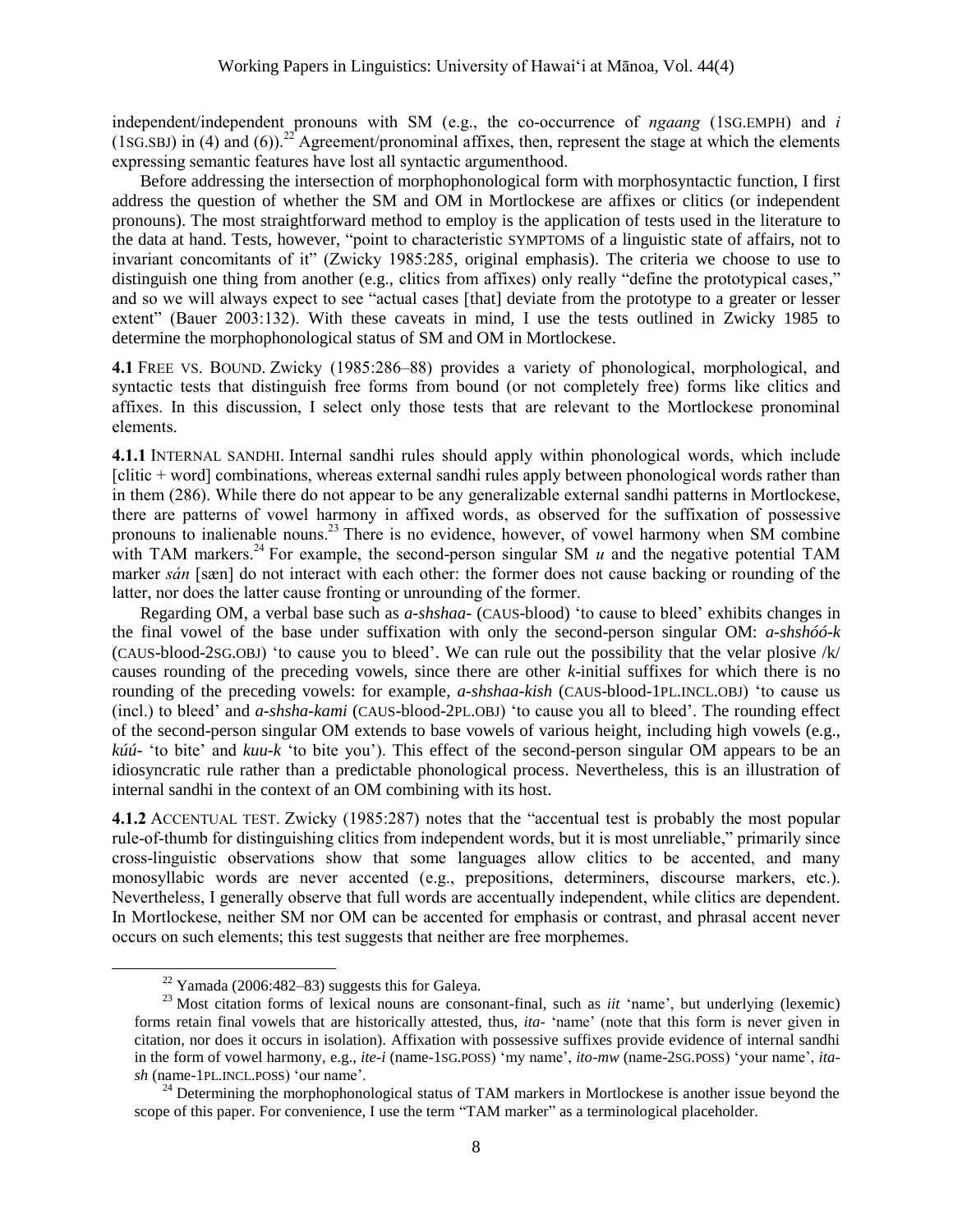independent/independent pronouns with SM (e.g., the co-occurrence of *ngaang* (1SG.EMPH) and *i* (1SG.SBJ) in (4) and (6)).[22] Agreement/pronominal affixes, then, represent the stage at which the elements expressing semantic features have lost all syntactic argumenthood.

Before addressing the intersection of morphophonological form with morphosyntactic function, I first address the question of whether the SM and OM in Mortlockese are affixes or clitics (or independent pronouns). The most straightforward method to employ is the application of tests used in the literature to the data at hand. Tests, however, "point to characteristic SYMPTOMS of a linguistic state of affairs, not to invariant concomitants of it" (Zwicky 1985:285, original emphasis). The criteria we choose to use to distinguish one thing from another (e.g., clitics from affixes) only really "define the prototypical cases," and so we will always expect to see "actual cases [that] deviate from the prototype to a greater or lesser extent" (Bauer 2003:132). With these caveats in mind, I use the tests outlined in Zwicky 1985 to determine the morphophonological status of SM and OM in Mortlockese.

**4.1** FREE VS. BOUND. Zwicky (1985:286–88) provides a variety of phonological, morphological, and syntactic tests that distinguish free forms from bound (or not completely free) forms like clitics and affixes. In this discussion, I select only those tests that are relevant to the Mortlockese pronominal elements.

**4.1.1** INTERNAL SANDHI. Internal sandhi rules should apply within phonological words, which include [clitic + word] combinations, whereas external sandhi rules apply between phonological words rather than in them (286). While there do not appear to be any generalizable external sandhi patterns in Mortlockese, there are patterns of vowel harmony in affixed words, as observed for the suffixation of possessive pronouns to inalienable nouns.[23] There is no evidence, however, of vowel harmony when SM combine with TAM markers.[24] For example, the second-person singular SM *u* and the negative potential TAM marker *sán* [sæn] do not interact with each other: the former does not cause backing or rounding of the latter, nor does the latter cause fronting or unrounding of the former.

Regarding OM, a verbal base such as *a-shshaa-* (CAUS-blood) 'to cause to bleed' exhibits changes in the final vowel of the base under suffixation with only the second-person singular OM: *a-shshóó-k* (CAUS-blood-2SG.OBJ) 'to cause you to bleed'. We can rule out the possibility that the velar plosive /k/ causes rounding of the preceding vowels, since there are other *k*-initial suffixes for which there is no rounding of the preceding vowels: for example, *a-shshaa-kish* (CAUS-blood-1PL.INCL.OBJ) 'to cause us (incl.) to bleed' and *a-shsha-kami* (CAUS-blood-2PL.OBJ) 'to cause you all to bleed'. The rounding effect of the second-person singular OM extends to base vowels of various height, including high vowels (e.g., *kúú-* 'to bite' and *kuu-k* 'to bite you'). This effect of the second-person singular OM appears to be an idiosyncratic rule rather than a predictable phonological process. Nevertheless, this is an illustration of internal sandhi in the context of an OM combining with its host.

**4.1.2** ACCENTUAL TEST. Zwicky (1985:287) notes that the "accentual test is probably the most popular rule-of-thumb for distinguishing clitics from independent words, but it is most unreliable," primarily since cross-linguistic observations show that some languages allow clitics to be accented, and many monosyllabic words are never accented (e.g., prepositions, determiners, discourse markers, etc.). Nevertheless, I generally observe that full words are accentually independent, while clitics are dependent. In Mortlockese, neither SM nor OM can be accented for emphasis or contrast, and phrasal accent never occurs on such elements; this test suggests that neither are free morphemes.

---

[22] Yamada (2006:482–83) suggests this for Galeya.

[23] Most citation forms of lexical nouns are consonant-final, such as *iit* 'name', but underlying (lexemic) forms retain final vowels that are historically attested, thus, *ita-* 'name' (note that this form is never given in citation, nor does it occurs in isolation). Affixation with possessive suffixes provide evidence of internal sandhi in the form of vowel harmony, e.g., *ite-i* (name-1SG.POSS) 'my name', *ito-mw* (name-2SG.POSS) 'your name', *ita-sh* (name-1PL.INCL.POSS) 'our name'.

[24] Determining the morphophonological status of TAM markers in Mortlockese is another issue beyond the scope of this paper. For convenience, I use the term "TAM marker" as a terminological placeholder.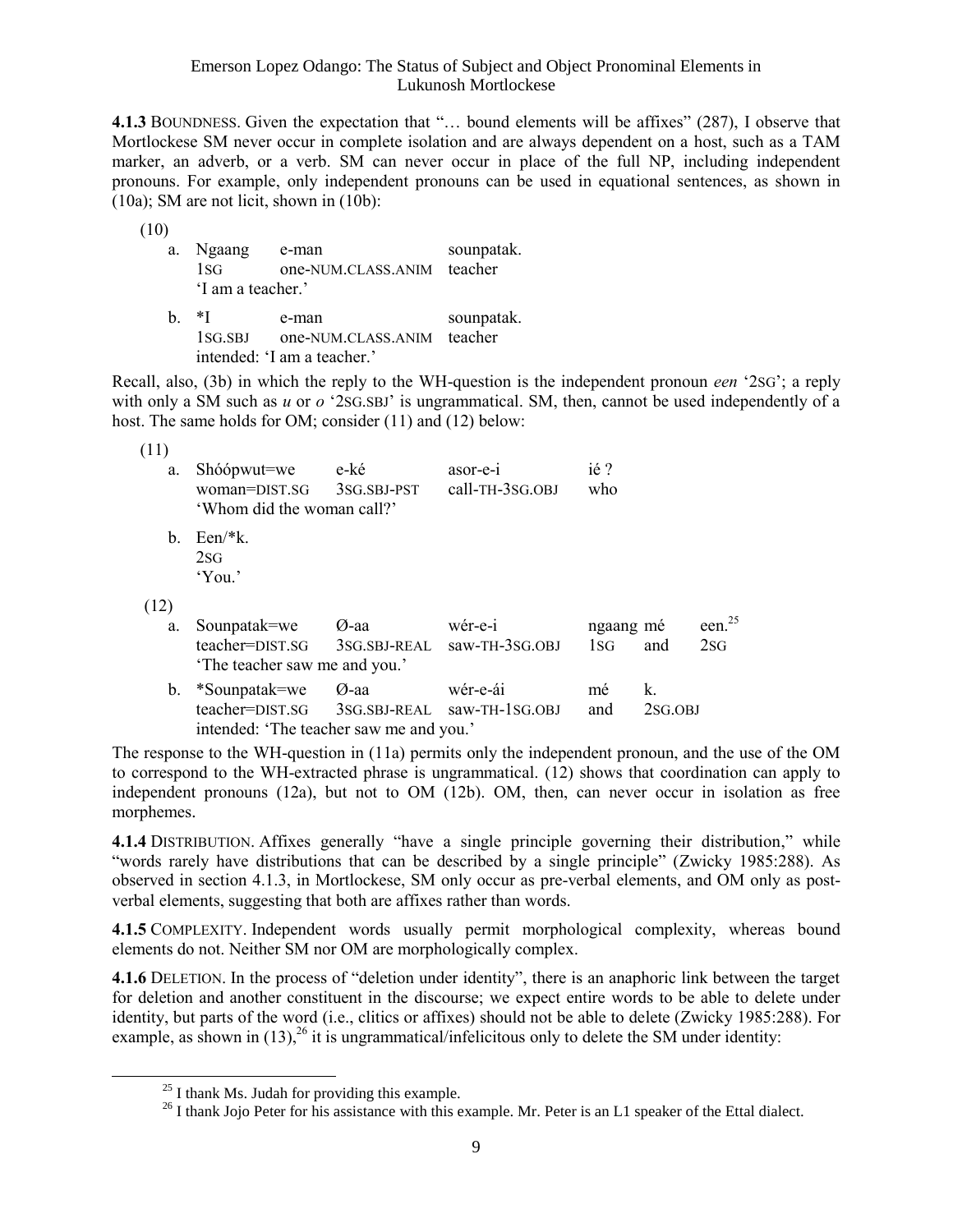**4.1.3** BOUNDNESS. Given the expectation that "… bound elements will be affixes" (287), I observe that Mortlockese SM never occur in complete isolation and are always dependent on a host, such as a TAM marker, an adverb, or a verb. SM can never occur in place of the full NP, including independent pronouns. For example, only independent pronouns can be used in equational sentences, as shown in (10a); SM are not licit, shown in (10b):

(10)

a. Ngaang e-man sounpatak.
   1SG one-NUM.CLASS.ANIM teacher
   'I am a teacher.'

b. *I e-man sounpatak.
   1SG.SBJ one-NUM.CLASS.ANIM teacher
   intended: 'I am a teacher.'

Recall, also, (3b) in which the reply to the WH-question is the independent pronoun *een* '2SG'; a reply with only a SM such as *u* or *o* '2SG.SBJ' is ungrammatical. SM, then, cannot be used independently of a host. The same holds for OM; consider (11) and (12) below:

(11)

a. Shóópwut=we e-ké asor-e-i ié ?
   woman=DIST.SG 3SG.SBJ-PST call-TH-3SG.OBJ who
   'Whom did the woman call?'

b. Een/*k.
   2SG
   'You.'

(12)

a. Sounpatak=we Ø-aa wér-e-i ngaang mé een.[25]
   teacher=DIST.SG 3SG.SBJ-REAL saw-TH-3SG.OBJ 1SG and 2SG
   'The teacher saw me and you.'

b. *Sounpatak=we Ø-aa wér-e-ái mé k.
   teacher=DIST.SG 3SG.SBJ-REAL saw-TH-1SG.OBJ and 2SG.OBJ
   intended: 'The teacher saw me and you.'

The response to the WH-question in (11a) permits only the independent pronoun, and the use of the OM to correspond to the WH-extracted phrase is ungrammatical. (12) shows that coordination can apply to independent pronouns (12a), but not to OM (12b). OM, then, can never occur in isolation as free morphemes.

**4.1.4** DISTRIBUTION. Affixes generally "have a single principle governing their distribution," while "words rarely have distributions that can be described by a single principle" (Zwicky 1985:288). As observed in section 4.1.3, in Mortlockese, SM only occur as pre-verbal elements, and OM only as post-verbal elements, suggesting that both are affixes rather than words.

**4.1.5** COMPLEXITY. Independent words usually permit morphological complexity, whereas bound elements do not. Neither SM nor OM are morphologically complex.

**4.1.6** DELETION. In the process of "deletion under identity", there is an anaphoric link between the target for deletion and another constituent in the discourse; we expect entire words to be able to delete under identity, but parts of the word (i.e., clitics or affixes) should not be able to delete (Zwicky 1985:288). For example, as shown in (13),[26] it is ungrammatical/infelicitous only to delete the SM under identity:

[25] I thank Ms. Judah for providing this example.

[26] I thank Jojo Peter for his assistance with this example. Mr. Peter is an L1 speaker of the Ettal dialect.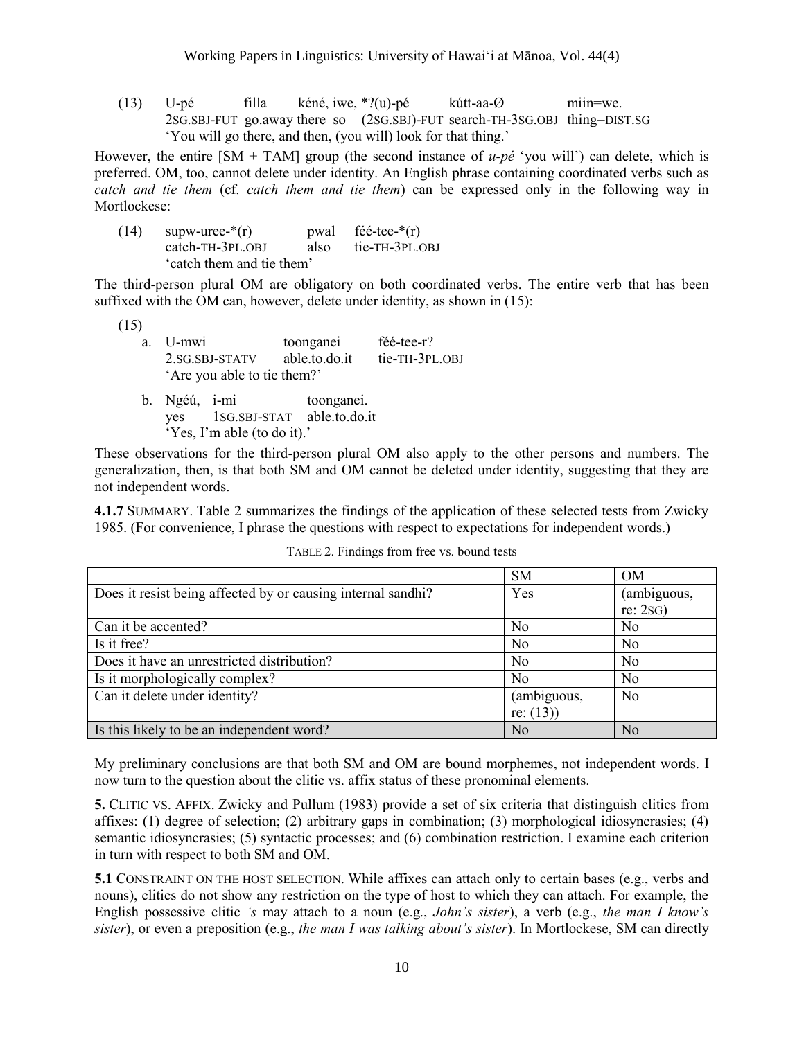(13) U-pé filla kéné, iwe, *?(u)-pé kútt-aa-Ø miin=we.
2SG.SBJ-FUT go.away there so (2SG.SBJ)-FUT search-TH-3SG.OBJ thing=DIST.SG
'You will go there, and then, (you will) look for that thing.'

However, the entire [SM + TAM] group (the second instance of *u-pé* 'you will') can delete, which is preferred. OM, too, cannot delete under identity. An English phrase containing coordinated verbs such as *catch and tie them* (cf. *catch them and tie them*) can be expressed only in the following way in Mortlockese:

(14) supw-uree-*(r) pwal féé-tee-*(r)
catch-TH-3PL.OBJ also tie-TH-3PL.OBJ
'catch them and tie them'

The third-person plural OM are obligatory on both coordinated verbs. The entire verb that has been suffixed with the OM can, however, delete under identity, as shown in (15):

(15)

a. U-mwi toonganei féé-tee-r?
2.SG.SBJ-STATV able.to.do.it tie-TH-3PL.OBJ
'Are you able to tie them?'

b. Ngéú, i-mi toonganei.
yes 1SG.SBJ-STAT able.to.do.it
'Yes, I'm able (to do it).'

These observations for the third-person plural OM also apply to the other persons and numbers. The generalization, then, is that both SM and OM cannot be deleted under identity, suggesting that they are not independent words.

**4.1.7** SUMMARY. Table 2 summarizes the findings of the application of these selected tests from Zwicky 1985. (For convenience, I phrase the questions with respect to expectations for independent words.)

TABLE 2. Findings from free vs. bound tests

| | SM | OM |
|---|---|---|
| Does it resist being affected by or causing internal sandhi? | Yes | (ambiguous, re: 2SG) |
| Can it be accented? | No | No |
| Is it free? | No | No |
| Does it have an unrestricted distribution? | No | No |
| Is it morphologically complex? | No | No |
| Can it delete under identity? | (ambiguous, re: (13)) | No |
| Is this likely to be an independent word? | No | No |

My preliminary conclusions are that both SM and OM are bound morphemes, not independent words. I now turn to the question about the clitic vs. affix status of these pronominal elements.

**5.** CLITIC VS. AFFIX. Zwicky and Pullum (1983) provide a set of six criteria that distinguish clitics from affixes: (1) degree of selection; (2) arbitrary gaps in combination; (3) morphological idiosyncrasies; (4) semantic idiosyncrasies; (5) syntactic processes; and (6) combination restriction. I examine each criterion in turn with respect to both SM and OM.

**5.1** CONSTRAINT ON THE HOST SELECTION. While affixes can attach only to certain bases (e.g., verbs and nouns), clitics do not show any restriction on the type of host to which they can attach. For example, the English possessive clitic *'s* may attach to a noun (e.g., *John's sister*), a verb (e.g., *the man I know's sister*), or even a preposition (e.g., *the man I was talking about's sister*). In Mortlockese, SM can directly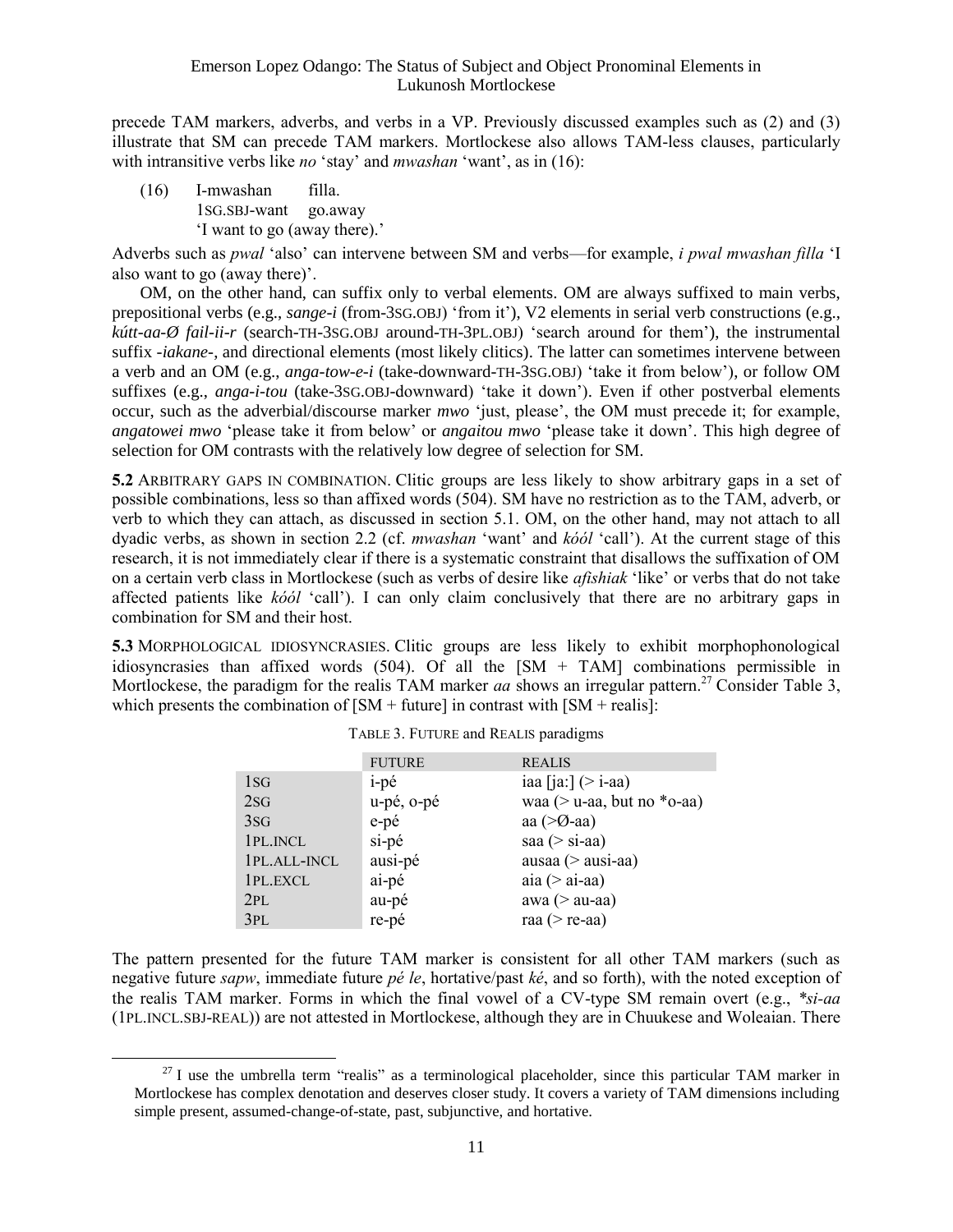precede TAM markers, adverbs, and verbs in a VP. Previously discussed examples such as (2) and (3) illustrate that SM can precede TAM markers. Mortlockese also allows TAM-less clauses, particularly with intransitive verbs like *no* 'stay' and *mwashan* 'want', as in (16):

(16) I-mwashan filla.
1SG.SBJ-want go.away
'I want to go (away there).'

Adverbs such as *pwal* 'also' can intervene between SM and verbs—for example, *i pwal mwashan filla* 'I also want to go (away there)'.

OM, on the other hand, can suffix only to verbal elements. OM are always suffixed to main verbs, prepositional verbs (e.g., *sange-i* (from-3SG.OBJ) 'from it'), V2 elements in serial verb constructions (e.g., *kútt-aa-Ø fail-ii-r* (search-TH-3SG.OBJ around-TH-3PL.OBJ) 'search around for them'), the instrumental suffix *-iakane-*, and directional elements (most likely clitics). The latter can sometimes intervene between a verb and an OM (e.g., *anga-tow-e-i* (take-downward-TH-3SG.OBJ) 'take it from below'), or follow OM suffixes (e.g., *anga-i-tou* (take-3SG.OBJ-downward) 'take it down'). Even if other postverbal elements occur, such as the adverbial/discourse marker *mwo* 'just, please', the OM must precede it; for example, *angatowei mwo* 'please take it from below' or *angaitou mwo* 'please take it down'. This high degree of selection for OM contrasts with the relatively low degree of selection for SM.

**5.2** ARBITRARY GAPS IN COMBINATION. Clitic groups are less likely to show arbitrary gaps in a set of possible combinations, less so than affixed words (504). SM have no restriction as to the TAM, adverb, or verb to which they can attach, as discussed in section 5.1. OM, on the other hand, may not attach to all dyadic verbs, as shown in section 2.2 (cf. *mwashan* 'want' and *kóól* 'call'). At the current stage of this research, it is not immediately clear if there is a systematic constraint that disallows the suffixation of OM on a certain verb class in Mortlockese (such as verbs of desire like *afishiak* 'like' or verbs that do not take affected patients like *kóól* 'call'). I can only claim conclusively that there are no arbitrary gaps in combination for SM and their host.

**5.3** MORPHOLOGICAL IDIOSYNCRASIES. Clitic groups are less likely to exhibit morphophonological idiosyncrasies than affixed words (504). Of all the [SM + TAM] combinations permissible in Mortlockese, the paradigm for the realis TAM marker *aa* shows an irregular pattern.[27] Consider Table 3, which presents the combination of [SM + future] in contrast with [SM + realis]:

TABLE 3. FUTURE and REALIS paradigms

| | FUTURE | REALIS |
|---|---|---|
| 1SG | i-pé | iaa [ja:] (> i-aa) |
| 2SG | u-pé, o-pé | waa (> u-aa, but no *o-aa) |
| 3SG | e-pé | aa (>Ø-aa) |
| 1PL.INCL | si-pé | saa (> si-aa) |
| 1PL.ALL-INCL | ausi-pé | ausaa (> ausi-aa) |
| 1PL.EXCL | ai-pé | aia (> ai-aa) |
| 2PL | au-pé | awa (> au-aa) |
| 3PL | re-pé | raa (> re-aa) |

The pattern presented for the future TAM marker is consistent for all other TAM markers (such as negative future *sapw*, immediate future *pé le*, hortative/past *ké*, and so forth), with the noted exception of the realis TAM marker. Forms in which the final vowel of a CV-type SM remain overt (e.g., **si-aa* (1PL.INCL.SBJ-REAL)) are not attested in Mortlockese, although they are in Chuukese and Woleaian. There

[27] I use the umbrella term "realis" as a terminological placeholder, since this particular TAM marker in Mortlockese has complex denotation and deserves closer study. It covers a variety of TAM dimensions including simple present, assumed-change-of-state, past, subjunctive, and hortative.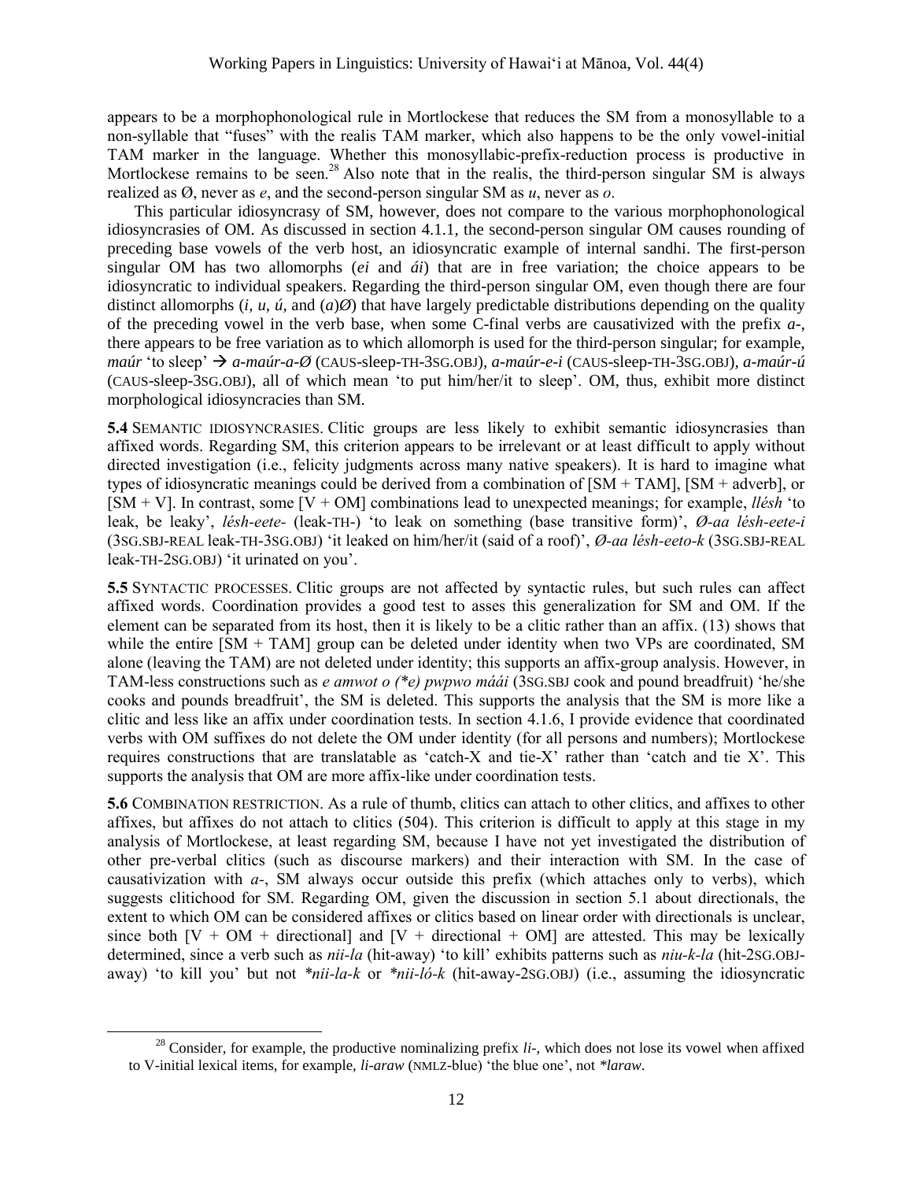appears to be a morphophonological rule in Mortlockese that reduces the SM from a monosyllable to a non-syllable that "fuses" with the realis TAM marker, which also happens to be the only vowel-initial TAM marker in the language. Whether this monosyllabic-prefix-reduction process is productive in Mortlockese remains to be seen.[28] Also note that in the realis, the third-person singular SM is always realized as Ø, never as *e*, and the second-person singular SM as *u*, never as *o*.

This particular idiosyncrasy of SM, however, does not compare to the various morphophonological idiosyncrasies of OM. As discussed in section 4.1.1, the second-person singular OM causes rounding of preceding base vowels of the verb host, an idiosyncratic example of internal sandhi. The first-person singular OM has two allomorphs (*ei* and *ái*) that are in free variation; the choice appears to be idiosyncratic to individual speakers. Regarding the third-person singular OM, even though there are four distinct allomorphs (*i, u, ú,* and (*a*)*Ø*) that have largely predictable distributions depending on the quality of the preceding vowel in the verb base, when some C-final verbs are causativized with the prefix *a-*, there appears to be free variation as to which allomorph is used for the third-person singular; for example, *maúr* 'to sleep' → *a-maúr-a-Ø* (CAUS-sleep-TH-3SG.OBJ), *a-maúr-e-i* (CAUS-sleep-TH-3SG.OBJ), *a-maúr-ú* (CAUS-sleep-3SG.OBJ), all of which mean 'to put him/her/it to sleep'. OM, thus, exhibit more distinct morphological idiosyncracies than SM.

**5.4** SEMANTIC IDIOSYNCRASIES. Clitic groups are less likely to exhibit semantic idiosyncrasies than affixed words. Regarding SM, this criterion appears to be irrelevant or at least difficult to apply without directed investigation (i.e., felicity judgments across many native speakers). It is hard to imagine what types of idiosyncratic meanings could be derived from a combination of [SM + TAM], [SM + adverb], or [SM + V]. In contrast, some [V + OM] combinations lead to unexpected meanings; for example, *llésh* 'to leak, be leaky', *lésh-eete-* (leak-TH-) 'to leak on something (base transitive form)', *Ø-aa lésh-eete-i* (3SG.SBJ-REAL leak-TH-3SG.OBJ) 'it leaked on him/her/it (said of a roof)', *Ø-aa lésh-eeto-k* (3SG.SBJ-REAL leak-TH-2SG.OBJ) 'it urinated on you'.

**5.5** SYNTACTIC PROCESSES. Clitic groups are not affected by syntactic rules, but such rules can affect affixed words. Coordination provides a good test to asses this generalization for SM and OM. If the element can be separated from its host, then it is likely to be a clitic rather than an affix. (13) shows that while the entire [SM + TAM] group can be deleted under identity when two VPs are coordinated, SM alone (leaving the TAM) are not deleted under identity; this supports an affix-group analysis. However, in TAM-less constructions such as *e amwot o (\*e) pwpwo mááí* (3SG.SBJ cook and pound breadfruit) 'he/she cooks and pounds breadfruit', the SM is deleted. This supports the analysis that the SM is more like a clitic and less like an affix under coordination tests. In section 4.1.6, I provide evidence that coordinated verbs with OM suffixes do not delete the OM under identity (for all persons and numbers); Mortlockese requires constructions that are translatable as 'catch-X and tie-X' rather than 'catch and tie X'. This supports the analysis that OM are more affix-like under coordination tests.

**5.6** COMBINATION RESTRICTION. As a rule of thumb, clitics can attach to other clitics, and affixes to other affixes, but affixes do not attach to clitics (504). This criterion is difficult to apply at this stage in my analysis of Mortlockese, at least regarding SM, because I have not yet investigated the distribution of other pre-verbal clitics (such as discourse markers) and their interaction with SM. In the case of causativization with *a-*, SM always occur outside this prefix (which attaches only to verbs), which suggests clitichood for SM. Regarding OM, given the discussion in section 5.1 about directionals, the extent to which OM can be considered affixes or clitics based on linear order with directionals is unclear, since both [V + OM + directional] and [V + directional + OM] are attested. This may be lexically determined, since a verb such as *nii-la* (hit-away) 'to kill' exhibits patterns such as *niu-k-la* (hit-2SG.OBJ-away) 'to kill you' but not *\*nii-la-k* or *\*nii-ló-k* (hit-away-2SG.OBJ) (i.e., assuming the idiosyncratic

[28] Consider, for example, the productive nominalizing prefix *li-*, which does not lose its vowel when affixed to V-initial lexical items, for example, *li-araw* (NMLZ-blue) 'the blue one', not *\*laraw*.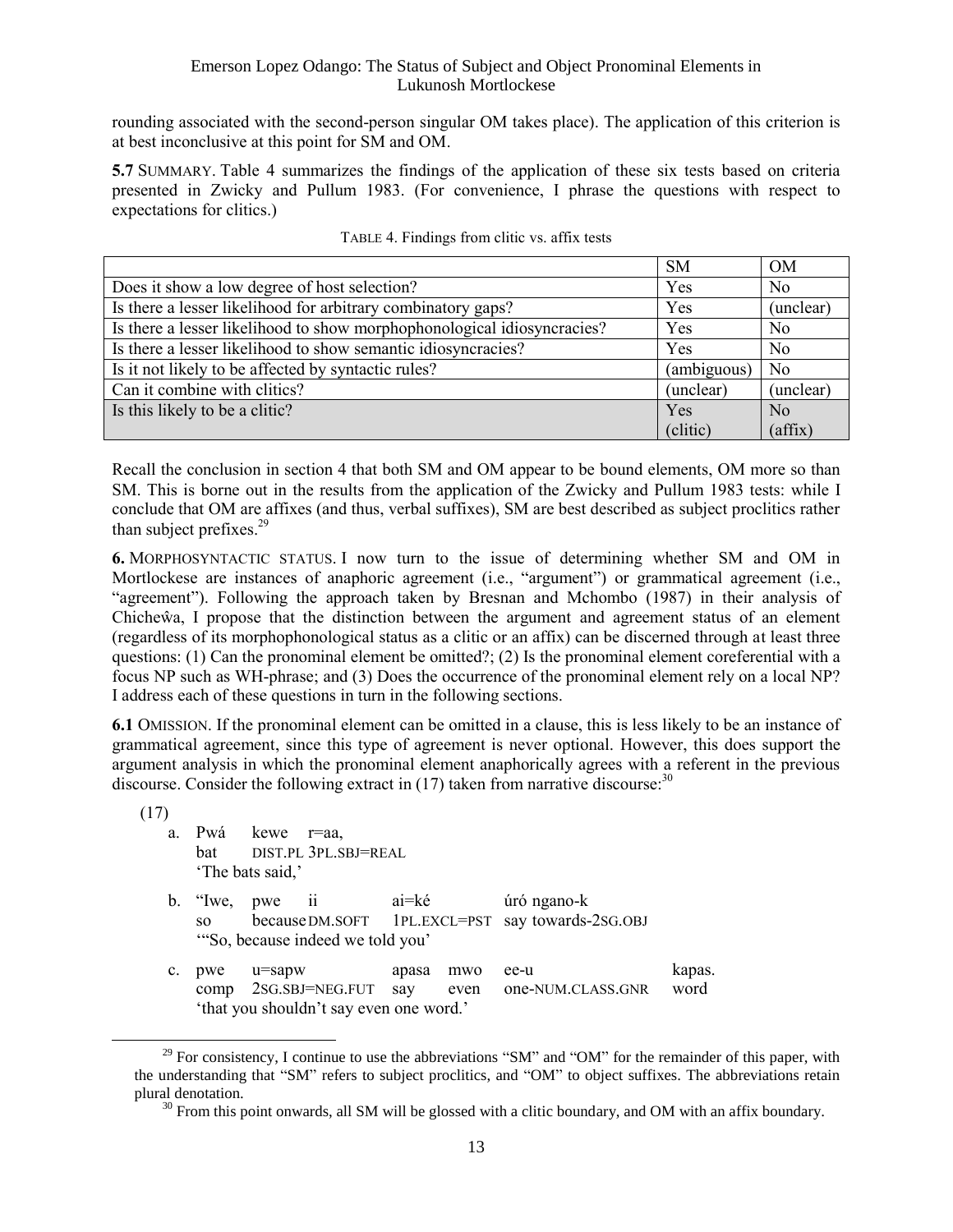rounding associated with the second-person singular OM takes place). The application of this criterion is at best inconclusive at this point for SM and OM.

**5.7** SUMMARY. Table 4 summarizes the findings of the application of these six tests based on criteria presented in Zwicky and Pullum 1983. (For convenience, I phrase the questions with respect to expectations for clitics.)

TABLE 4. Findings from clitic vs. affix tests

| | SM | OM |
|---|---|---|
| Does it show a low degree of host selection? | Yes | No |
| Is there a lesser likelihood for arbitrary combinatory gaps? | Yes | (unclear) |
| Is there a lesser likelihood to show morphophonological idiosyncracies? | Yes | No |
| Is there a lesser likelihood to show semantic idiosyncracies? | Yes | No |
| Is it not likely to be affected by syntactic rules? | (ambiguous) | No |
| Can it combine with clitics? | (unclear) | (unclear) |
| Is this likely to be a clitic? | Yes (clitic) | No (affix) |

Recall the conclusion in section 4 that both SM and OM appear to be bound elements, OM more so than SM. This is borne out in the results from the application of the Zwicky and Pullum 1983 tests: while I conclude that OM are affixes (and thus, verbal suffixes), SM are best described as subject proclitics rather than subject prefixes.[29]

**6.** MORPHOSYNTACTIC STATUS. I now turn to the issue of determining whether SM and OM in Mortlockese are instances of anaphoric agreement (i.e., "argument") or grammatical agreement (i.e., "agreement"). Following the approach taken by Bresnan and Mchombo (1987) in their analysis of Chicheŵa, I propose that the distinction between the argument and agreement status of an element (regardless of its morphophonological status as a clitic or an affix) can be discerned through at least three questions: (1) Can the pronominal element be omitted?; (2) Is the pronominal element coreferential with a focus NP such as WH-phrase; and (3) Does the occurrence of the pronominal element rely on a local NP? I address each of these questions in turn in the following sections.

**6.1** OMISSION. If the pronominal element can be omitted in a clause, this is less likely to be an instance of grammatical agreement, since this type of agreement is never optional. However, this does support the argument analysis in which the pronominal element anaphorically agrees with a referent in the previous discourse. Consider the following extract in (17) taken from narrative discourse:[30]

(17)

a. Pwá kewe r=aa,
   bat DIST.PL 3PL.SBJ=REAL
   'The bats said,'

b. "Iwe, pwe ii ai=ké úró ngano-k
   so because DM.SOFT 1PL.EXCL=PST say towards-2SG.OBJ
   '"So, because indeed we told you'

c. pwe u=sapw apasa mwo ee-u kapas.
   comp 2SG.SBJ=NEG.FUT say even one-NUM.CLASS.GNR word
   'that you shouldn't say even one word.'

---

[29] For consistency, I continue to use the abbreviations "SM" and "OM" for the remainder of this paper, with the understanding that "SM" refers to subject proclitics, and "OM" to object suffixes. The abbreviations retain plural denotation.

[30] From this point onwards, all SM will be glossed with a clitic boundary, and OM with an affix boundary.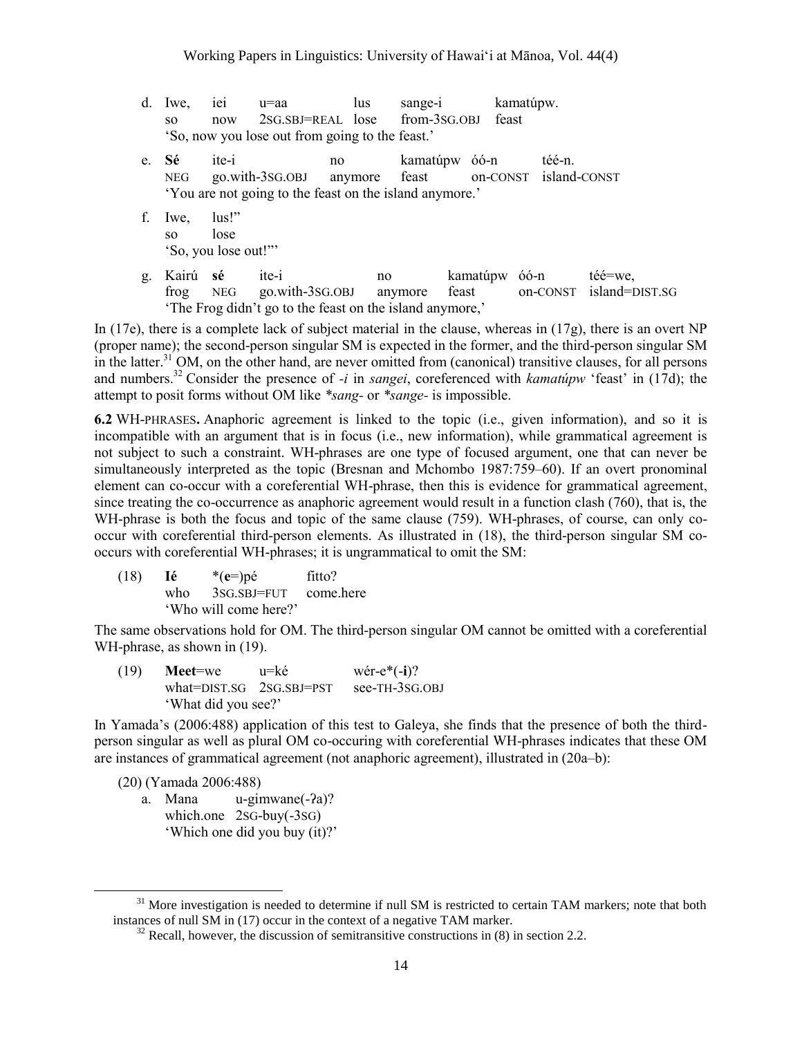d. Iwe, iei u=aa lus sange-i kamatúpw.
   so now 2SG.SBJ=REAL lose from-3SG.OBJ feast
   'So, now you lose out from going to the feast.'

e. **Sé** ite-i no kamatúpw óó-n téé-n.
   NEG go.with-3SG.OBJ anymore feast on-CONST island-CONST
   'You are not going to the feast on the island anymore.'

f. Iwe, lus!"
   so lose
   'So, you lose out!"'

g. Kairú **sé** ite-i no kamatúpw óó-n téé=we,
   frog NEG go.with-3SG.OBJ anymore feast on-CONST island=DIST.SG
   'The Frog didn't go to the feast on the island anymore,'

In (17e), there is a complete lack of subject material in the clause, whereas in (17g), there is an overt NP (proper name); the second-person singular SM is expected in the former, and the third-person singular SM in the latter.[31] OM, on the other hand, are never omitted from (canonical) transitive clauses, for all persons and numbers.[32] Consider the presence of *-i* in *sangei*, coreferenced with *kamatúpw* 'feast' in (17d); the attempt to posit forms without OM like *\*sang-* or *\*sange-* is impossible.

**6.2** WH-PHRASES**.** Anaphoric agreement is linked to the topic (i.e., given information), and so it is incompatible with an argument that is in focus (i.e., new information), while grammatical agreement is not subject to such a constraint. WH-phrases are one type of focused argument, one that can never be simultaneously interpreted as the topic (Bresnan and Mchombo 1987:759–60). If an overt pronominal element can co-occur with a coreferential WH-phrase, then this is evidence for grammatical agreement, since treating the co-occurrence as anaphoric agreement would result in a function clash (760), that is, the WH-phrase is both the focus and topic of the same clause (759). WH-phrases, of course, can only co-occur with coreferential third-person elements. As illustrated in (18), the third-person singular SM co-occurs with coreferential WH-phrases; it is ungrammatical to omit the SM:

(18) **Ié** \*(**e**=)pé fitto?
     who 3SG.SBJ=FUT come.here
     'Who will come here?'

The same observations hold for OM. The third-person singular OM cannot be omitted with a coreferential WH-phrase, as shown in (19).

(19) **Meet**=we u=ké wér-e\*(-**i**)?
     what=DIST.SG 2SG.SBJ=PST see-TH-3SG.OBJ
     'What did you see?'

In Yamada's (2006:488) application of this test to Galeya, she finds that the presence of both the third-person singular as well as plural OM co-occuring with coreferential WH-phrases indicates that these OM are instances of grammatical agreement (not anaphoric agreement), illustrated in (20a–b):

(20) (Yamada 2006:488)
   a. Mana u-gimwane(-ʔa)?
      which.one 2SG-buy(-3SG)
      'Which one did you buy (it)?'

---

[31] More investigation is needed to determine if null SM is restricted to certain TAM markers; note that both instances of null SM in (17) occur in the context of a negative TAM marker.

[32] Recall, however, the discussion of semitransitive constructions in (8) in section 2.2.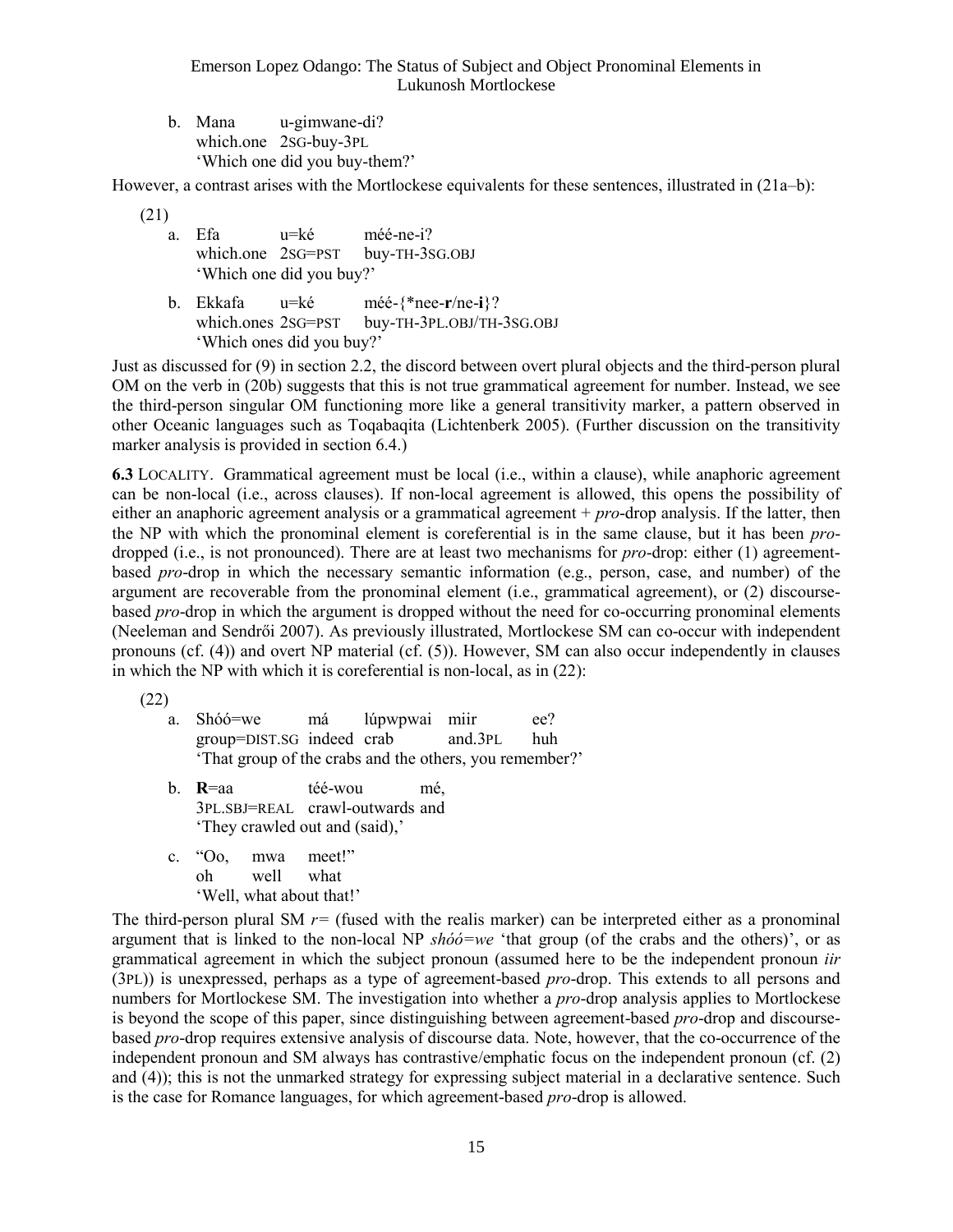b. Mana u-gimwane-di?
   which.one 2SG-buy-3PL
   'Which one did you buy-them?'

However, a contrast arises with the Mortlockese equivalents for these sentences, illustrated in (21a–b):

(21)

a. Efa u=ké méé-ne-i?
   which.one 2SG=PST buy-TH-3SG.OBJ
   'Which one did you buy?'

b. Ekkafa u=ké méé-{*nee-**r**/ne-**i**}?
   which.ones 2SG=PST buy-TH-3PL.OBJ/TH-3SG.OBJ
   'Which ones did you buy?'

Just as discussed for (9) in section 2.2, the discord between overt plural objects and the third-person plural OM on the verb in (20b) suggests that this is not true grammatical agreement for number. Instead, we see the third-person singular OM functioning more like a general transitivity marker, a pattern observed in other Oceanic languages such as Toqabaqita (Lichtenberk 2005). (Further discussion on the transitivity marker analysis is provided in section 6.4.)

**6.3** LOCALITY. Grammatical agreement must be local (i.e., within a clause), while anaphoric agreement can be non-local (i.e., across clauses). If non-local agreement is allowed, this opens the possibility of either an anaphoric agreement analysis or a grammatical agreement + *pro*-drop analysis. If the latter, then the NP with which the pronominal element is coreferential is in the same clause, but it has been *pro*-dropped (i.e., is not pronounced). There are at least two mechanisms for *pro*-drop: either (1) agreement-based *pro*-drop in which the necessary semantic information (e.g., person, case, and number) of the argument are recoverable from the pronominal element (i.e., grammatical agreement), or (2) discourse-based *pro*-drop in which the argument is dropped without the need for co-occurring pronominal elements (Neeleman and Sendrői 2007). As previously illustrated, Mortlockese SM can co-occur with independent pronouns (cf. (4)) and overt NP material (cf. (5)). However, SM can also occur independently in clauses in which the NP with which it is coreferential is non-local, as in (22):

(22)

a. Shóó=we má lúpwpwai miir ee?
   group=DIST.SG indeed crab and.3PL huh
   'That group of the crabs and the others, you remember?'

b. **R**=aa téé-wou mé,
   3PL.SBJ=REAL crawl-outwards and
   'They crawled out and (said),'

c. "Oo, mwa meet!"
   oh well what
   'Well, what about that!'

The third-person plural SM *r=* (fused with the realis marker) can be interpreted either as a pronominal argument that is linked to the non-local NP *shóó=we* 'that group (of the crabs and the others)', or as grammatical agreement in which the subject pronoun (assumed here to be the independent pronoun *iir* (3PL)) is unexpressed, perhaps as a type of agreement-based *pro*-drop. This extends to all persons and numbers for Mortlockese SM. The investigation into whether a *pro*-drop analysis applies to Mortlockese is beyond the scope of this paper, since distinguishing between agreement-based *pro*-drop and discourse-based *pro*-drop requires extensive analysis of discourse data. Note, however, that the co-occurrence of the independent pronoun and SM always has contrastive/emphatic focus on the independent pronoun (cf. (2) and (4)); this is not the unmarked strategy for expressing subject material in a declarative sentence. Such is the case for Romance languages, for which agreement-based *pro*-drop is allowed.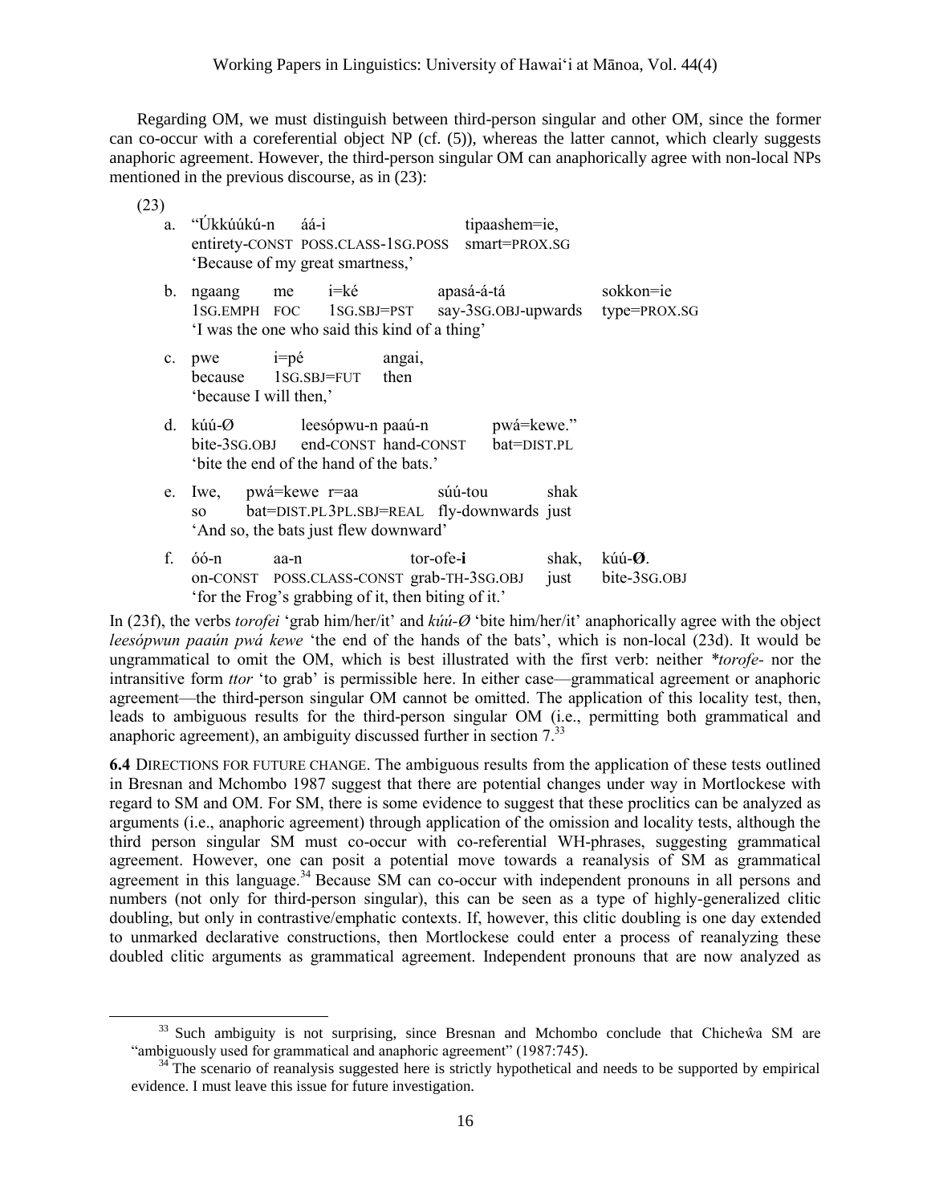Regarding OM, we must distinguish between third-person singular and other OM, since the former can co-occur with a coreferential object NP (cf. (5)), whereas the latter cannot, which clearly suggests anaphoric agreement. However, the third-person singular OM can anaphorically agree with non-local NPs mentioned in the previous discourse, as in (23):

(23)

a. "Úkkúúkú-n áá-i tipaashem=ie,
   entirety-CONST POSS.CLASS-1SG.POSS smart=PROX.SG
   'Because of my great smartness,'

b. ngaang me i=ké apasá-á-tá sokkon=ie
   1SG.EMPH FOC 1SG.SBJ=PST say-3SG.OBJ-upwards type=PROX.SG
   'I was the one who said this kind of a thing'

c. pwe i=pé angai,
   because 1SG.SBJ=FUT then
   'because I will then,'

d. kúú-Ø leesópwu-n paaú-n pwá=kewe."
   bite-3SG.OBJ end-CONST hand-CONST bat=DIST.PL
   'bite the end of the hand of the bats.'

e. Iwe, pwá=kewe r=aa súú-tou shak
   so bat=DIST.PL 3PL.SBJ=REAL fly-downwards just
   'And so, the bats just flew downward'

f. óó-n aa-n tor-ofe-**i** shak, kúú-**Ø**.
   on-CONST POSS.CLASS-CONST grab-TH-3SG.OBJ just bite-3SG.OBJ
   'for the Frog's grabbing of it, then biting of it.'

In (23f), the verbs *torofei* 'grab him/her/it' and *kúú-Ø* 'bite him/her/it' anaphorically agree with the object *leesópwun paaún pwá kewe* 'the end of the hands of the bats', which is non-local (23d). It would be ungrammatical to omit the OM, which is best illustrated with the first verb: neither *\*torofe-* nor the intransitive form *ttor* 'to grab' is permissible here. In either case—grammatical agreement or anaphoric agreement—the third-person singular OM cannot be omitted. The application of this locality test, then, leads to ambiguous results for the third-person singular OM (i.e., permitting both grammatical and anaphoric agreement), an ambiguity discussed further in section 7.[33]

**6.4** DIRECTIONS FOR FUTURE CHANGE. The ambiguous results from the application of these tests outlined in Bresnan and Mchombo 1987 suggest that there are potential changes under way in Mortlockese with regard to SM and OM. For SM, there is some evidence to suggest that these proclitics can be analyzed as arguments (i.e., anaphoric agreement) through application of the omission and locality tests, although the third person singular SM must co-occur with co-referential WH-phrases, suggesting grammatical agreement. However, one can posit a potential move towards a reanalysis of SM as grammatical agreement in this language.[34] Because SM can co-occur with independent pronouns in all persons and numbers (not only for third-person singular), this can be seen as a type of highly-generalized clitic doubling, but only in contrastive/emphatic contexts. If, however, this clitic doubling is one day extended to unmarked declarative constructions, then Mortlockese could enter a process of reanalyzing these doubled clitic arguments as grammatical agreement. Independent pronouns that are now analyzed as

[33] Such ambiguity is not surprising, since Bresnan and Mchombo conclude that Chicheŵa SM are "ambiguously used for grammatical and anaphoric agreement" (1987:745).

[34] The scenario of reanalysis suggested here is strictly hypothetical and needs to be supported by empirical evidence. I must leave this issue for future investigation.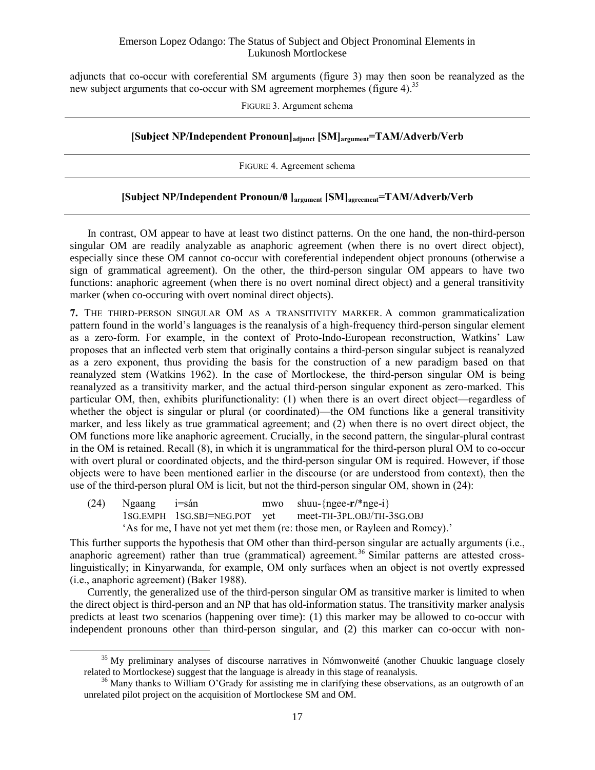adjuncts that co-occur with coreferential SM arguments (figure 3) may then soon be reanalyzed as the new subject arguments that co-occur with SM agreement morphemes (figure 4).[35]

FIGURE 3. Argument schema

**[Subject NP/Independent Pronoun]$_{\text{adjunct}}$ [SM]$_{\text{argument}}$=TAM/Adverb/Verb**

FIGURE 4. Agreement schema

**[Subject NP/Independent Pronoun/∅ ]$_{\text{argument}}$ [SM]$_{\text{agreement}}$=TAM/Adverb/Verb**

In contrast, OM appear to have at least two distinct patterns. On the one hand, the non-third-person singular OM are readily analyzable as anaphoric agreement (when there is no overt direct object), especially since these OM cannot co-occur with coreferential independent object pronouns (otherwise a sign of grammatical agreement). On the other, the third-person singular OM appears to have two functions: anaphoric agreement (when there is no overt nominal direct object) and a general transitivity marker (when co-occuring with overt nominal direct objects).

**7.** THE THIRD-PERSON SINGULAR OM AS A TRANSITIVITY MARKER. A common grammaticalization pattern found in the world's languages is the reanalysis of a high-frequency third-person singular element as a zero-form. For example, in the context of Proto-Indo-European reconstruction, Watkins' Law proposes that an inflected verb stem that originally contains a third-person singular subject is reanalyzed as a zero exponent, thus providing the basis for the construction of a new paradigm based on that reanalyzed stem (Watkins 1962). In the case of Mortlockese, the third-person singular OM is being reanalyzed as a transitivity marker, and the actual third-person singular exponent as zero-marked. This particular OM, then, exhibits plurifunctionality: (1) when there is an overt direct object—regardless of whether the object is singular or plural (or coordinated)—the OM functions like a general transitivity marker, and less likely as true grammatical agreement; and (2) when there is no overt direct object, the OM functions more like anaphoric agreement. Crucially, in the second pattern, the singular-plural contrast in the OM is retained. Recall (8), in which it is ungrammatical for the third-person plural OM to co-occur with overt plural or coordinated objects, and the third-person singular OM is required. However, if those objects were to have been mentioned earlier in the discourse (or are understood from context), then the use of the third-person plural OM is licit, but not the third-person singular OM, shown in (24):

(24) Ngaang &nbsp;&nbsp; i=sán &nbsp;&nbsp; mwo &nbsp;&nbsp; shuu-{ngee-**r**/\*nge-i}
&nbsp;&nbsp;&nbsp;&nbsp;&nbsp;&nbsp;&nbsp; 1SG.EMPH &nbsp;&nbsp; 1SG.SBJ=NEG.POT &nbsp;&nbsp; yet &nbsp;&nbsp; meet-TH-3PL.OBJ/TH-3SG.OBJ
&nbsp;&nbsp;&nbsp;&nbsp;&nbsp;&nbsp;&nbsp; 'As for me, I have not yet met them (re: those men, or Rayleen and Romcy).'

This further supports the hypothesis that OM other than third-person singular are actually arguments (i.e., anaphoric agreement) rather than true (grammatical) agreement.[36] Similar patterns are attested cross-linguistically; in Kinyarwanda, for example, OM only surfaces when an object is not overtly expressed (i.e., anaphoric agreement) (Baker 1988).

Currently, the generalized use of the third-person singular OM as transitive marker is limited to when the direct object is third-person and an NP that has old-information status. The transitivity marker analysis predicts at least two scenarios (happening over time): (1) this marker may be allowed to co-occur with independent pronouns other than third-person singular, and (2) this marker can co-occur with non-

[35] My preliminary analyses of discourse narratives in Nómwonweité (another Chuukic language closely related to Mortlockese) suggest that the language is already in this stage of reanalysis.

[36] Many thanks to William O'Grady for assisting me in clarifying these observations, as an outgrowth of an unrelated pilot project on the acquisition of Mortlockese SM and OM.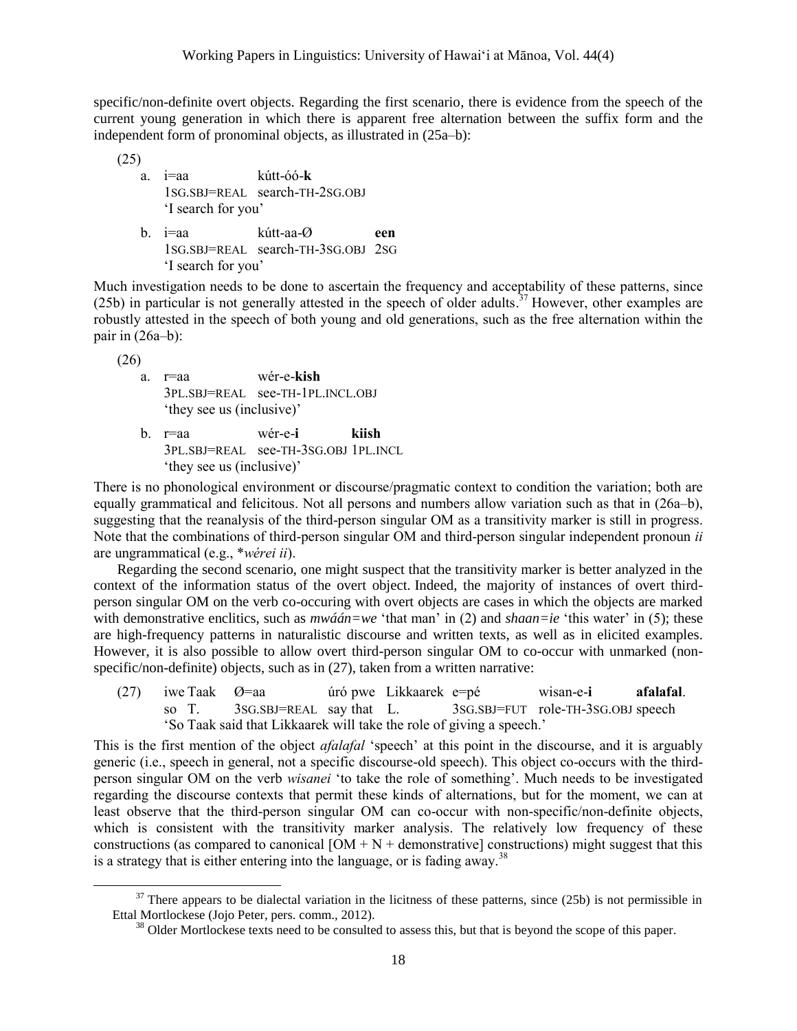specific/non-definite overt objects. Regarding the first scenario, there is evidence from the speech of the current young generation in which there is apparent free alternation between the suffix form and the independent form of pronominal objects, as illustrated in (25a–b):

(25)

a. i=aa kútt-óó-**k**
   1SG.SBJ=REAL search-TH-2SG.OBJ
   'I search for you'

b. i=aa kútt-aa-Ø **een**
   1SG.SBJ=REAL search-TH-3SG.OBJ 2SG
   'I search for you'

Much investigation needs to be done to ascertain the frequency and acceptability of these patterns, since (25b) in particular is not generally attested in the speech of older adults.[37] However, other examples are robustly attested in the speech of both young and old generations, such as the free alternation within the pair in (26a–b):

(26)

a. r=aa wér-e-**kish**
   3PL.SBJ=REAL see-TH-1PL.INCL.OBJ
   'they see us (inclusive)'

b. r=aa wér-e-**i** **kiish**
   3PL.SBJ=REAL see-TH-3SG.OBJ 1PL.INCL
   'they see us (inclusive)'

There is no phonological environment or discourse/pragmatic context to condition the variation; both are equally grammatical and felicitous. Not all persons and numbers allow variation such as that in (26a–b), suggesting that the reanalysis of the third-person singular OM as a transitivity marker is still in progress. Note that the combinations of third-person singular OM and third-person singular independent pronoun *ii* are ungrammatical (e.g., \**wérei ii*).

Regarding the second scenario, one might suspect that the transitivity marker is better analyzed in the context of the information status of the overt object. Indeed, the majority of instances of overt third-person singular OM on the verb co-occuring with overt objects are cases in which the objects are marked with demonstrative enclitics, such as *mwáán=we* 'that man' in (2) and *shaan=ie* 'this water' in (5); these are high-frequency patterns in naturalistic discourse and written texts, as well as in elicited examples. However, it is also possible to allow overt third-person singular OM to co-occur with unmarked (non-specific/non-definite) objects, such as in (27), taken from a written narrative:

(27) iwe Taak Ø=aa úró pwe Likkaarek e=pé wisan-e-**i** **afalafal**.
   so T. 3SG.SBJ=REAL say that L. 3SG.SBJ=FUT role-TH-3SG.OBJ speech
   'So Taak said that Likkaarek will take the role of giving a speech.'

This is the first mention of the object *afalafal* 'speech' at this point in the discourse, and it is arguably generic (i.e., speech in general, not a specific discourse-old speech). This object co-occurs with the third-person singular OM on the verb *wisanei* 'to take the role of something'. Much needs to be investigated regarding the discourse contexts that permit these kinds of alternations, but for the moment, we can at least observe that the third-person singular OM can co-occur with non-specific/non-definite objects, which is consistent with the transitivity marker analysis. The relatively low frequency of these constructions (as compared to canonical [OM + N + demonstrative] constructions) might suggest that this is a strategy that is either entering into the language, or is fading away.[38]

---

[37] There appears to be dialectal variation in the licitness of these patterns, since (25b) is not permissible in Ettal Mortlockese (Jojo Peter, pers. comm., 2012).

[38] Older Mortlockese texts need to be consulted to assess this, but that is beyond the scope of this paper.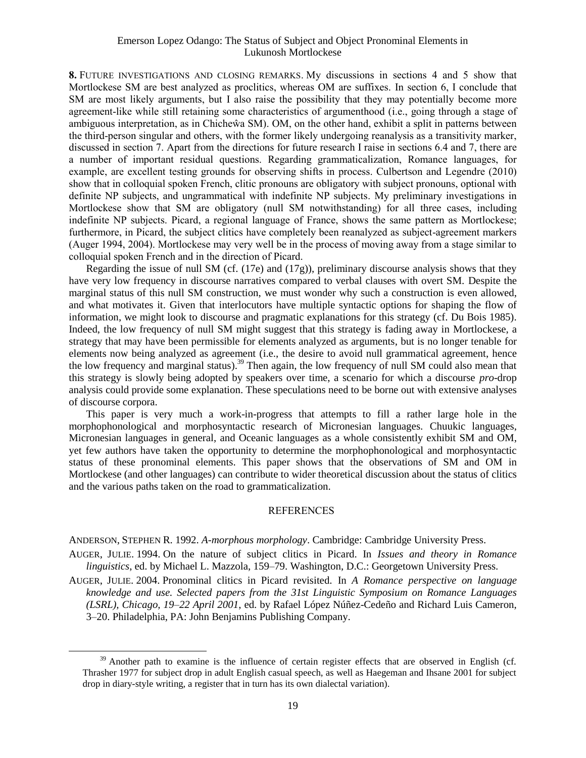**8.** FUTURE INVESTIGATIONS AND CLOSING REMARKS. My discussions in sections 4 and 5 show that Mortlockese SM are best analyzed as proclitics, whereas OM are suffixes. In section 6, I conclude that SM are most likely arguments, but I also raise the possibility that they may potentially become more agreement-like while still retaining some characteristics of argumenthood (i.e., going through a stage of ambiguous interpretation, as in Chicheŵa SM). OM, on the other hand, exhibit a split in patterns between the third-person singular and others, with the former likely undergoing reanalysis as a transitivity marker, discussed in section 7. Apart from the directions for future research I raise in sections 6.4 and 7, there are a number of important residual questions. Regarding grammaticalization, Romance languages, for example, are excellent testing grounds for observing shifts in process. Culbertson and Legendre (2010) show that in colloquial spoken French, clitic pronouns are obligatory with subject pronouns, optional with definite NP subjects, and ungrammatical with indefinite NP subjects. My preliminary investigations in Mortlockese show that SM are obligatory (null SM notwithstanding) for all three cases, including indefinite NP subjects. Picard, a regional language of France, shows the same pattern as Mortlockese; furthermore, in Picard, the subject clitics have completely been reanalyzed as subject-agreement markers (Auger 1994, 2004). Mortlockese may very well be in the process of moving away from a stage similar to colloquial spoken French and in the direction of Picard.

Regarding the issue of null SM (cf. (17e) and (17g)), preliminary discourse analysis shows that they have very low frequency in discourse narratives compared to verbal clauses with overt SM. Despite the marginal status of this null SM construction, we must wonder why such a construction is even allowed, and what motivates it. Given that interlocutors have multiple syntactic options for shaping the flow of information, we might look to discourse and pragmatic explanations for this strategy (cf. Du Bois 1985). Indeed, the low frequency of null SM might suggest that this strategy is fading away in Mortlockese, a strategy that may have been permissible for elements analyzed as arguments, but is no longer tenable for elements now being analyzed as agreement (i.e., the desire to avoid null grammatical agreement, hence the low frequency and marginal status).[39] Then again, the low frequency of null SM could also mean that this strategy is slowly being adopted by speakers over time, a scenario for which a discourse *pro*-drop analysis could provide some explanation. These speculations need to be borne out with extensive analyses of discourse corpora.

This paper is very much a work-in-progress that attempts to fill a rather large hole in the morphophonological and morphosyntactic research of Micronesian languages. Chuukic languages, Micronesian languages in general, and Oceanic languages as a whole consistently exhibit SM and OM, yet few authors have taken the opportunity to determine the morphophonological and morphosyntactic status of these pronominal elements. This paper shows that the observations of SM and OM in Mortlockese (and other languages) can contribute to wider theoretical discussion about the status of clitics and the various paths taken on the road to grammaticalization.

## REFERENCES

ANDERSON, STEPHEN R. 1992. *A-morphous morphology*. Cambridge: Cambridge University Press.

AUGER, JULIE. 1994. On the nature of subject clitics in Picard. In *Issues and theory in Romance linguistics*, ed. by Michael L. Mazzola, 159–79. Washington, D.C.: Georgetown University Press.

AUGER, JULIE. 2004. Pronominal clitics in Picard revisited. In *A Romance perspective on language knowledge and use. Selected papers from the 31st Linguistic Symposium on Romance Languages (LSRL), Chicago, 19–22 April 2001*, ed. by Rafael López Núñez-Cedeño and Richard Luis Cameron, 3–20. Philadelphia, PA: John Benjamins Publishing Company.

---

[39] Another path to examine is the influence of certain register effects that are observed in English (cf. Thrasher 1977 for subject drop in adult English casual speech, as well as Haegeman and Ihsane 2001 for subject drop in diary-style writing, a register that in turn has its own dialectal variation).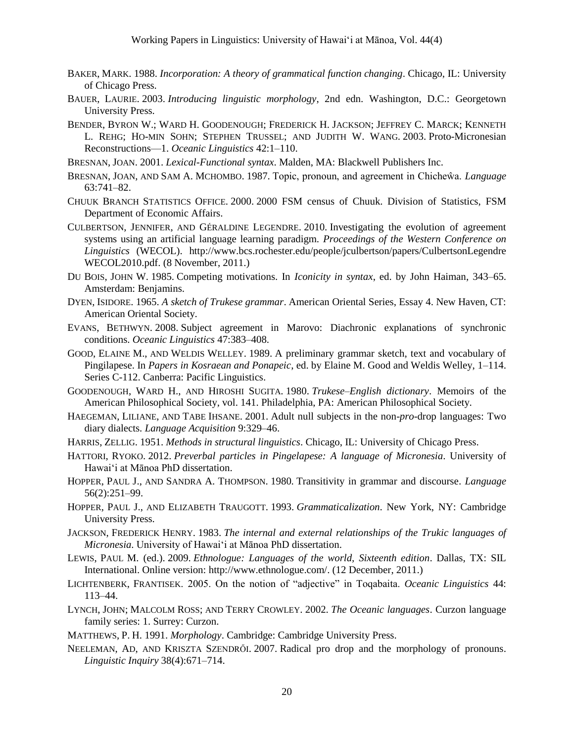BAKER, MARK. 1988. *Incorporation: A theory of grammatical function changing*. Chicago, IL: University of Chicago Press.

BAUER, LAURIE. 2003. *Introducing linguistic morphology*, 2nd edn. Washington, D.C.: Georgetown University Press.

BENDER, BYRON W.; WARD H. GOODENOUGH; FREDERICK H. JACKSON; JEFFREY C. MARCK; KENNETH L. REHG; HO-MIN SOHN; STEPHEN TRUSSEL; AND JUDITH W. WANG. 2003. Proto-Micronesian Reconstructions—1. *Oceanic Linguistics* 42:1–110.

BRESNAN, JOAN. 2001. *Lexical-Functional syntax*. Malden, MA: Blackwell Publishers Inc.

BRESNAN, JOAN, AND SAM A. MCHOMBO. 1987. Topic, pronoun, and agreement in Chicheŵa. *Language* 63:741–82.

CHUUK BRANCH STATISTICS OFFICE. 2000. 2000 FSM census of Chuuk. Division of Statistics, FSM Department of Economic Affairs.

CULBERTSON, JENNIFER, AND GÉRALDINE LEGENDRE. 2010. Investigating the evolution of agreement systems using an artificial language learning paradigm. *Proceedings of the Western Conference on Linguistics* (WECOL). http://www.bcs.rochester.edu/people/jculbertson/papers/CulbertsonLegendre WECOL2010.pdf. (8 November, 2011.)

DU BOIS, JOHN W. 1985. Competing motivations. In *Iconicity in syntax*, ed. by John Haiman, 343–65. Amsterdam: Benjamins.

DYEN, ISIDORE. 1965. *A sketch of Trukese grammar*. American Oriental Series, Essay 4. New Haven, CT: American Oriental Society.

EVANS, BETHWYN. 2008. Subject agreement in Marovo: Diachronic explanations of synchronic conditions. *Oceanic Linguistics* 47:383–408.

GOOD, ELAINE M., AND WELDIS WELLEY. 1989. A preliminary grammar sketch, text and vocabulary of Pingilapese. In *Papers in Kosraean and Ponapeic*, ed. by Elaine M. Good and Weldis Welley, 1–114. Series C-112. Canberra: Pacific Linguistics.

GOODENOUGH, WARD H., AND HIROSHI SUGITA. 1980. *Trukese–English dictionary*. Memoirs of the American Philosophical Society, vol. 141. Philadelphia, PA: American Philosophical Society.

HAEGEMAN, LILIANE, AND TABE IHSANE. 2001. Adult null subjects in the non-*pro*-drop languages: Two diary dialects. *Language Acquisition* 9:329–46.

HARRIS, ZELLIG. 1951. *Methods in structural linguistics*. Chicago, IL: University of Chicago Press.

HATTORI, RYOKO. 2012. *Preverbal particles in Pingelapese: A language of Micronesia*. University of Hawai'i at Mānoa PhD dissertation.

HOPPER, PAUL J., AND SANDRA A. THOMPSON. 1980. Transitivity in grammar and discourse. *Language* 56(2):251–99.

HOPPER, PAUL J., AND ELIZABETH TRAUGOTT. 1993. *Grammaticalization*. New York, NY: Cambridge University Press.

JACKSON, FREDERICK HENRY. 1983. *The internal and external relationships of the Trukic languages of Micronesia*. University of Hawai'i at Mānoa PhD dissertation.

LEWIS, PAUL M. (ed.). 2009. *Ethnologue: Languages of the world, Sixteenth edition*. Dallas, TX: SIL International. Online version: http://www.ethnologue.com/. (12 December, 2011.)

LICHTENBERK, FRANTISEK. 2005. On the notion of "adjective" in Toqabaita. *Oceanic Linguistics* 44: 113–44.

LYNCH, JOHN; MALCOLM ROSS; AND TERRY CROWLEY. 2002. *The Oceanic languages*. Curzon language family series: 1. Surrey: Curzon.

MATTHEWS, P. H. 1991. *Morphology*. Cambridge: Cambridge University Press.

NEELEMAN, AD, AND KRISZTA SZENDRŐI. 2007. Radical pro drop and the morphology of pronouns. *Linguistic Inquiry* 38(4):671–714.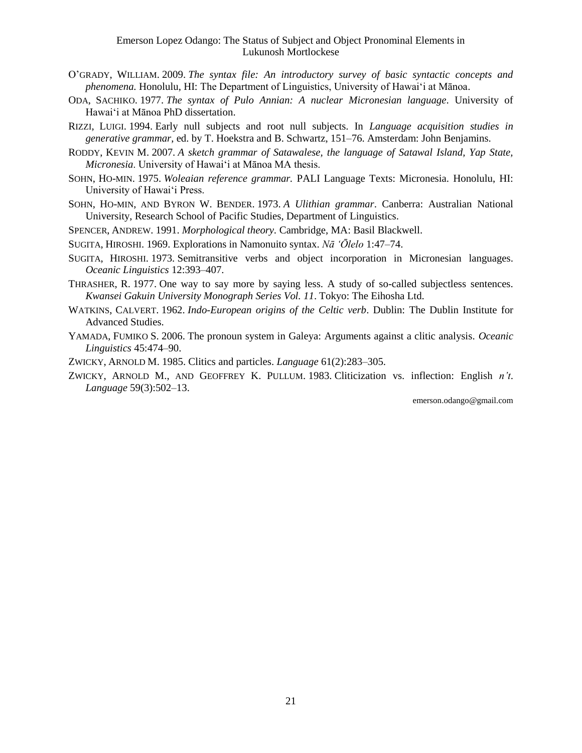O'GRADY, WILLIAM. 2009. *The syntax file: An introductory survey of basic syntactic concepts and phenomena.* Honolulu, HI: The Department of Linguistics, University of Hawai'i at Mānoa.

ODA, SACHIKO. 1977. *The syntax of Pulo Annian: A nuclear Micronesian language*. University of Hawai'i at Mānoa PhD dissertation.

RIZZI, LUIGI. 1994. Early null subjects and root null subjects. In *Language acquisition studies in generative grammar*, ed. by T. Hoekstra and B. Schwartz, 151–76. Amsterdam: John Benjamins.

RODDY, KEVIN M. 2007. *A sketch grammar of Satawalese, the language of Satawal Island, Yap State, Micronesia*. University of Hawai'i at Mānoa MA thesis.

SOHN, HO-MIN. 1975. *Woleaian reference grammar.* PALI Language Texts: Micronesia. Honolulu, HI: University of Hawai'i Press.

SOHN, HO-MIN, AND BYRON W. BENDER. 1973. *A Ulithian grammar*. Canberra: Australian National University, Research School of Pacific Studies, Department of Linguistics.

SPENCER, ANDREW. 1991. *Morphological theory.* Cambridge, MA: Basil Blackwell.

SUGITA, HIROSHI. 1969. Explorations in Namonuito syntax. *Nā 'Ōlelo* 1:47–74.

SUGITA, HIROSHI. 1973. Semitransitive verbs and object incorporation in Micronesian languages. *Oceanic Linguistics* 12:393–407.

THRASHER, R. 1977. One way to say more by saying less. A study of so-called subjectless sentences. *Kwansei Gakuin University Monograph Series Vol. 11*. Tokyo: The Eihosha Ltd.

WATKINS, CALVERT. 1962. *Indo-European origins of the Celtic verb*. Dublin: The Dublin Institute for Advanced Studies.

YAMADA, FUMIKO S. 2006. The pronoun system in Galeya: Arguments against a clitic analysis. *Oceanic Linguistics* 45:474–90.

ZWICKY, ARNOLD M. 1985. Clitics and particles. *Language* 61(2):283–305.

ZWICKY, ARNOLD M., AND GEOFFREY K. PULLUM. 1983. Cliticization vs. inflection: English *n't*. *Language* 59(3):502–13.

emerson.odango@gmail.com